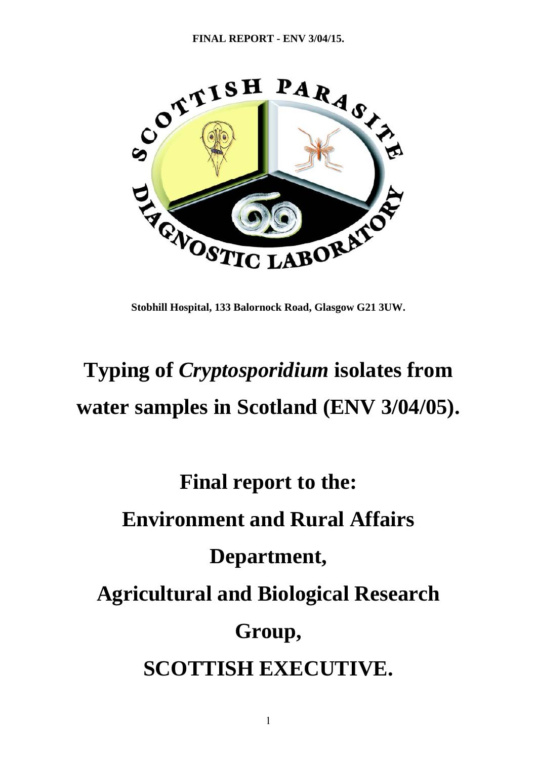**FINAL REPORT - ENV 3/04/15.**

SCOTTISH PARASITE DIAGNOSTIC LABORATORY

**Stobhill Hospital, 133 Balornock Road, Glasgow G21 3UW.**

# Typing of *Cryptosporidium* isolates from water samples in Scotland (ENV 3/04/05).

## Final report to the:

## Environment and Rural Affairs Department,

## Agricultural and Biological Research Group,

## SCOTTISH EXECUTIVE.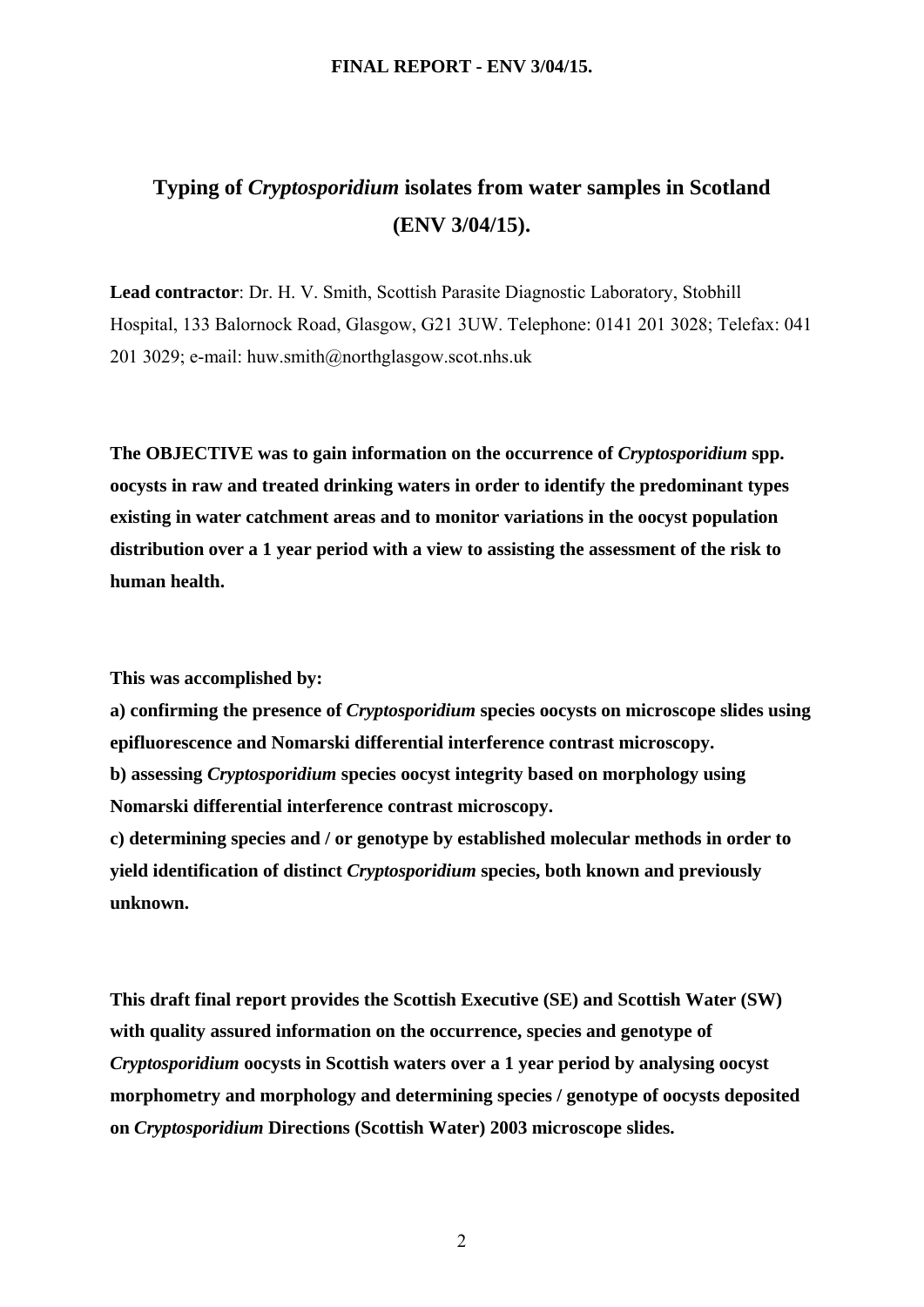**FINAL REPORT - ENV 3/04/15.**

# Typing of *Cryptosporidium* isolates from water samples in Scotland (ENV 3/04/15).

**Lead contractor**: Dr. H. V. Smith, Scottish Parasite Diagnostic Laboratory, Stobhill Hospital, 133 Balornock Road, Glasgow, G21 3UW. Telephone: 0141 201 3028; Telefax: 041 201 3029; e-mail: huw.smith@northglasgow.scot.nhs.uk

**The OBJECTIVE was to gain information on the occurrence of *Cryptosporidium* spp. oocysts in raw and treated drinking waters in order to identify the predominant types existing in water catchment areas and to monitor variations in the oocyst population distribution over a 1 year period with a view to assisting the assessment of the risk to human health.**

**This was accomplished by:**

**a) confirming the presence of *Cryptosporidium* species oocysts on microscope slides using epifluorescence and Nomarski differential interference contrast microscopy.**
**b) assessing *Cryptosporidium* species oocyst integrity based on morphology using Nomarski differential interference contrast microscopy.**
**c) determining species and / or genotype by established molecular methods in order to yield identification of distinct *Cryptosporidium* species, both known and previously unknown.**

**This draft final report provides the Scottish Executive (SE) and Scottish Water (SW) with quality assured information on the occurrence, species and genotype of *Cryptosporidium* oocysts in Scottish waters over a 1 year period by analysing oocyst morphometry and morphology and determining species / genotype of oocysts deposited on *Cryptosporidium* Directions (Scottish Water) 2003 microscope slides.**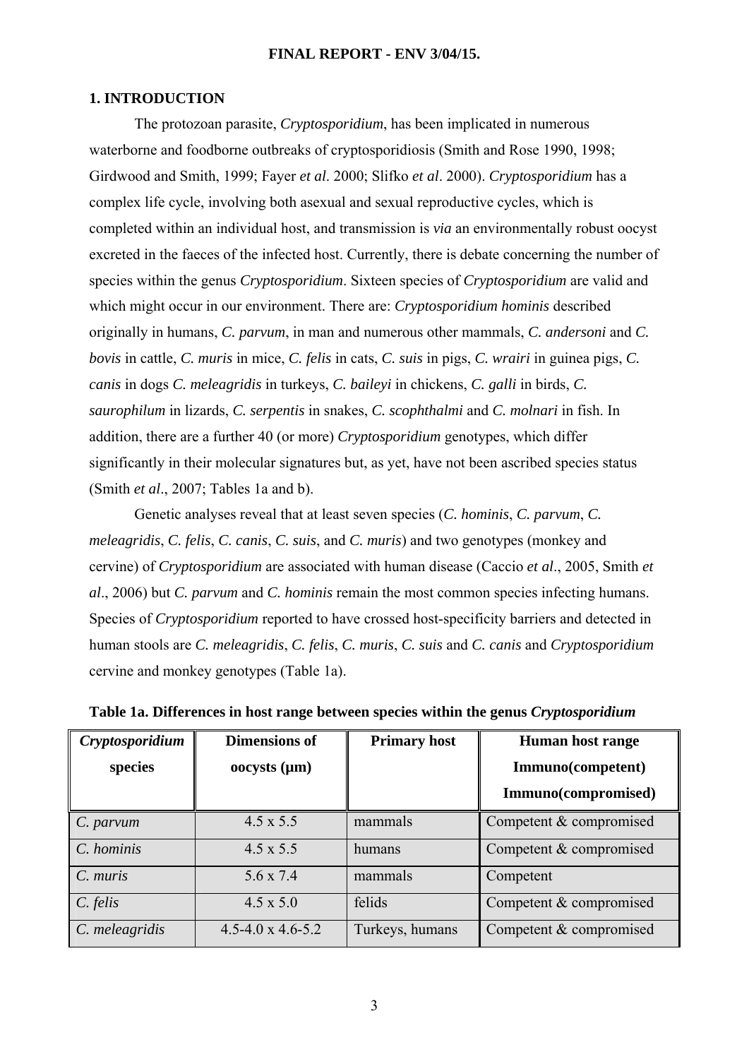**FINAL REPORT - ENV 3/04/15.**

## 1. INTRODUCTION

The protozoan parasite, *Cryptosporidium*, has been implicated in numerous waterborne and foodborne outbreaks of cryptosporidiosis (Smith and Rose 1990, 1998; Girdwood and Smith, 1999; Fayer *et al*. 2000; Slifko *et al*. 2000). *Cryptosporidium* has a complex life cycle, involving both asexual and sexual reproductive cycles, which is completed within an individual host, and transmission is *via* an environmentally robust oocyst excreted in the faeces of the infected host. Currently, there is debate concerning the number of species within the genus *Cryptosporidium*. Sixteen species of *Cryptosporidium* are valid and which might occur in our environment. There are: *Cryptosporidium hominis* described originally in humans, *C. parvum*, in man and numerous other mammals, *C. andersoni* and *C. bovis* in cattle, *C. muris* in mice, *C. felis* in cats, *C. suis* in pigs, *C. wrairi* in guinea pigs, *C. canis* in dogs *C. meleagridis* in turkeys, *C. baileyi* in chickens, *C. galli* in birds, *C. saurophilum* in lizards, *C. serpentis* in snakes, *C. scophthalmi* and *C. molnari* in fish. In addition, there are a further 40 (or more) *Cryptosporidium* genotypes, which differ significantly in their molecular signatures but, as yet, have not been ascribed species status (Smith *et al*., 2007; Tables 1a and b).

Genetic analyses reveal that at least seven species (*C. hominis*, *C. parvum*, *C. meleagridis*, *C. felis*, *C. canis*, *C. suis*, and *C. muris*) and two genotypes (monkey and cervine) of *Cryptosporidium* are associated with human disease (Caccio *et al*., 2005, Smith *et al*., 2006) but *C. parvum* and *C. hominis* remain the most common species infecting humans. Species of *Cryptosporidium* reported to have crossed host-specificity barriers and detected in human stools are *C. meleagridis*, *C. felis*, *C. muris*, *C. suis* and *C. canis* and *Cryptosporidium* cervine and monkey genotypes (Table 1a).

**Table 1a. Differences in host range between species within the genus *Cryptosporidium***

| *Cryptosporidium* species | Dimensions of oocysts (µm) | Primary host | Human host range Immuno(competent) Immuno(compromised) |
|---|---|---|---|
| *C. parvum* | 4.5 x 5.5 | mammals | Competent & compromised |
| *C. hominis* | 4.5 x 5.5 | humans | Competent & compromised |
| *C. muris* | 5.6 x 7.4 | mammals | Competent |
| *C. felis* | 4.5 x 5.0 | felids | Competent & compromised |
| *C. meleagridis* | 4.5-4.0 x 4.6-5.2 | Turkeys, humans | Competent & compromised |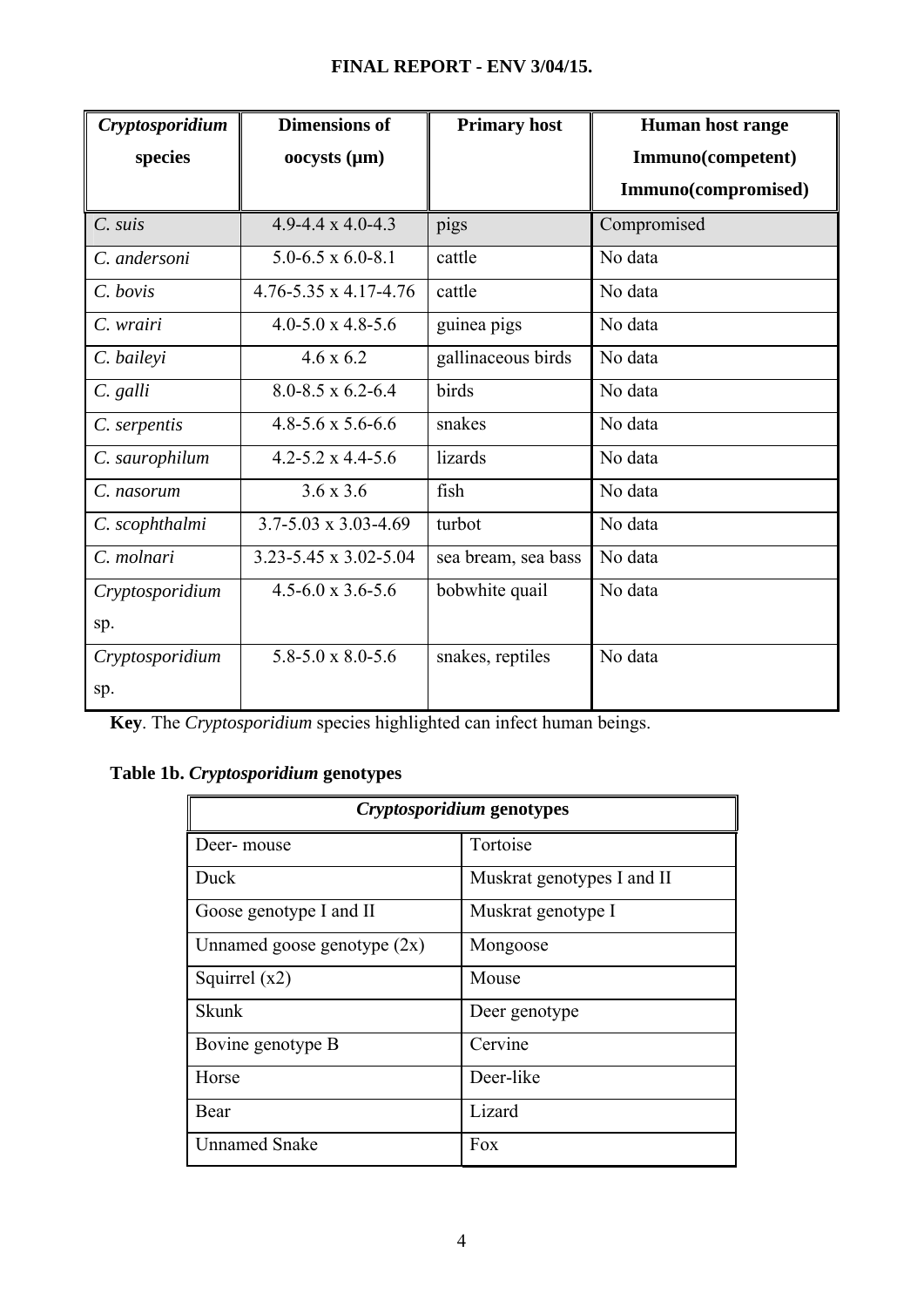| *Cryptosporidium* species | Dimensions of oocysts (µm) | Primary host | Human host range Immuno(competent) Immuno(compromised) |
|---|---|---|---|
| *C. suis* | 4.9-4.4 x 4.0-4.3 | pigs | Compromised |
| *C. andersoni* | 5.0-6.5 x 6.0-8.1 | cattle | No data |
| *C. bovis* | 4.76-5.35 x 4.17-4.76 | cattle | No data |
| *C. wrairi* | 4.0-5.0 x 4.8-5.6 | guinea pigs | No data |
| *C. baileyi* | 4.6 x 6.2 | gallinaceous birds | No data |
| *C. galli* | 8.0-8.5 x 6.2-6.4 | birds | No data |
| *C. serpentis* | 4.8-5.6 x 5.6-6.6 | snakes | No data |
| *C. saurophilum* | 4.2-5.2 x 4.4-5.6 | lizards | No data |
| *C. nasorum* | 3.6 x 3.6 | fish | No data |
| *C. scophthalmi* | 3.7-5.03 x 3.03-4.69 | turbot | No data |
| *C. molnari* | 3.23-5.45 x 3.02-5.04 | sea bream, sea bass | No data |
| *Cryptosporidium* sp. | 4.5-6.0 x 3.6-5.6 | bobwhite quail | No data |
| *Cryptosporidium* sp. | 5.8-5.0 x 8.0-5.6 | snakes, reptiles | No data |

**Key**. The *Cryptosporidium* species highlighted can infect human beings.

**Table 1b. *Cryptosporidium* genotypes**

| *Cryptosporidium* genotypes | |
|---|---|
| Deer- mouse | Tortoise |
| Duck | Muskrat genotypes I and II |
| Goose genotype I and II | Muskrat genotype I |
| Unnamed goose genotype (2x) | Mongoose |
| Squirrel (x2) | Mouse |
| Skunk | Deer genotype |
| Bovine genotype B | Cervine |
| Horse | Deer-like |
| Bear | Lizard |
| Unnamed Snake | Fox |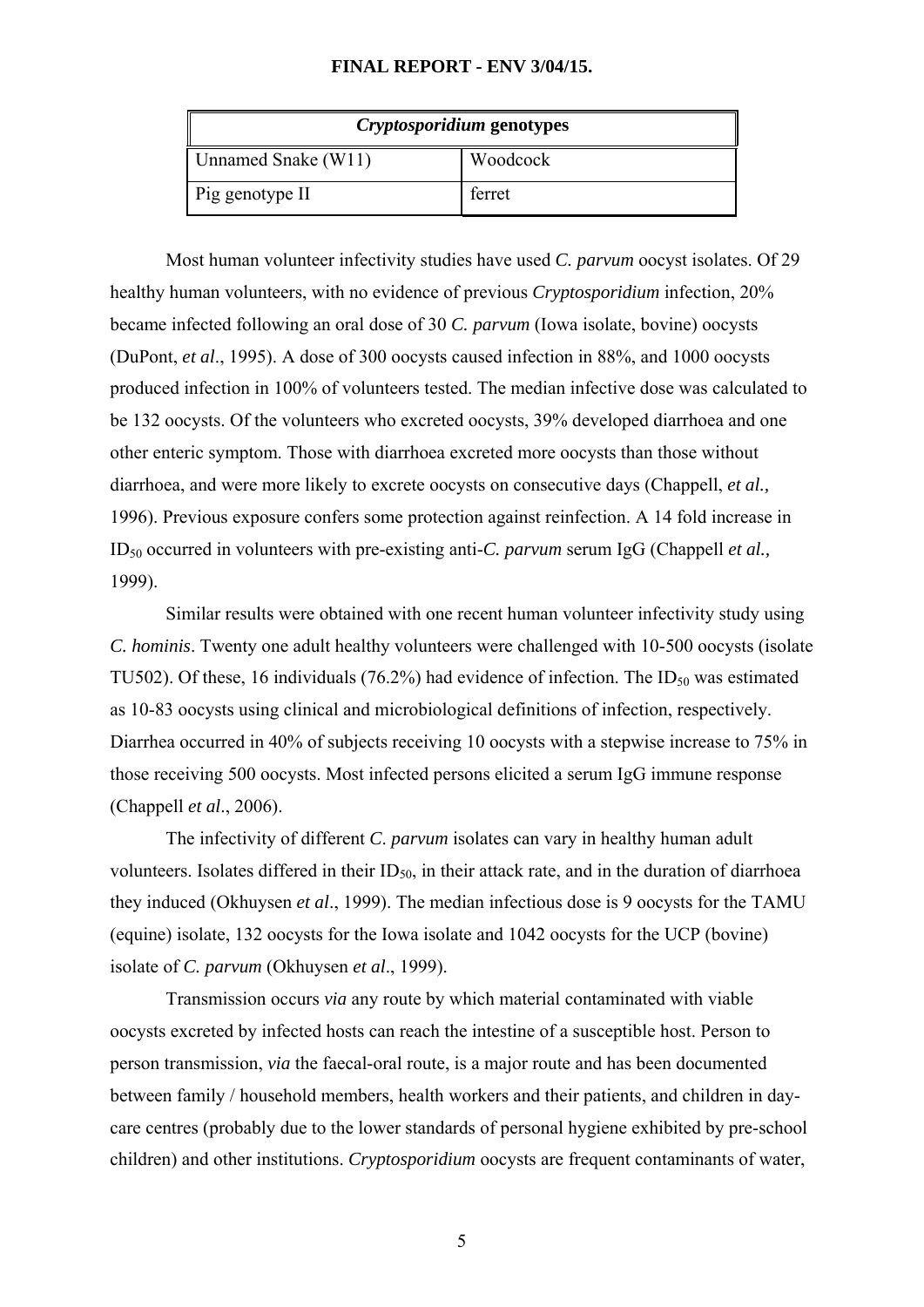| *Cryptosporidium* genotypes | |
|---|---|
| Unnamed Snake (W11) | Woodcock |
| Pig genotype II | ferret |

Most human volunteer infectivity studies have used *C. parvum* oocyst isolates. Of 29 healthy human volunteers, with no evidence of previous *Cryptosporidium* infection, 20% became infected following an oral dose of 30 *C. parvum* (Iowa isolate, bovine) oocysts (DuPont, *et al*., 1995). A dose of 300 oocysts caused infection in 88%, and 1000 oocysts produced infection in 100% of volunteers tested. The median infective dose was calculated to be 132 oocysts. Of the volunteers who excreted oocysts, 39% developed diarrhoea and one other enteric symptom. Those with diarrhoea excreted more oocysts than those without diarrhoea, and were more likely to excrete oocysts on consecutive days (Chappell, *et al.,* 1996). Previous exposure confers some protection against reinfection. A 14 fold increase in $ID_{50}$ occurred in volunteers with pre-existing anti-*C. parvum* serum IgG (Chappell *et al.,* 1999).

Similar results were obtained with one recent human volunteer infectivity study using *C. hominis*. Twenty one adult healthy volunteers were challenged with 10-500 oocysts (isolate TU502). Of these, 16 individuals (76.2%) had evidence of infection. The $ID_{50}$ was estimated as 10-83 oocysts using clinical and microbiological definitions of infection, respectively. Diarrhea occurred in 40% of subjects receiving 10 oocysts with a stepwise increase to 75% in those receiving 500 oocysts. Most infected persons elicited a serum IgG immune response (Chappell *et al*., 2006).

The infectivity of different *C*. *parvum* isolates can vary in healthy human adult volunteers. Isolates differed in their $ID_{50}$, in their attack rate, and in the duration of diarrhoea they induced (Okhuysen *et al*., 1999). The median infectious dose is 9 oocysts for the TAMU (equine) isolate, 132 oocysts for the Iowa isolate and 1042 oocysts for the UCP (bovine) isolate of *C. parvum* (Okhuysen *et al*., 1999).

Transmission occurs *via* any route by which material contaminated with viable oocysts excreted by infected hosts can reach the intestine of a susceptible host. Person to person transmission, *via* the faecal-oral route, is a major route and has been documented between family / household members, health workers and their patients, and children in day-care centres (probably due to the lower standards of personal hygiene exhibited by pre-school children) and other institutions. *Cryptosporidium* oocysts are frequent contaminants of water,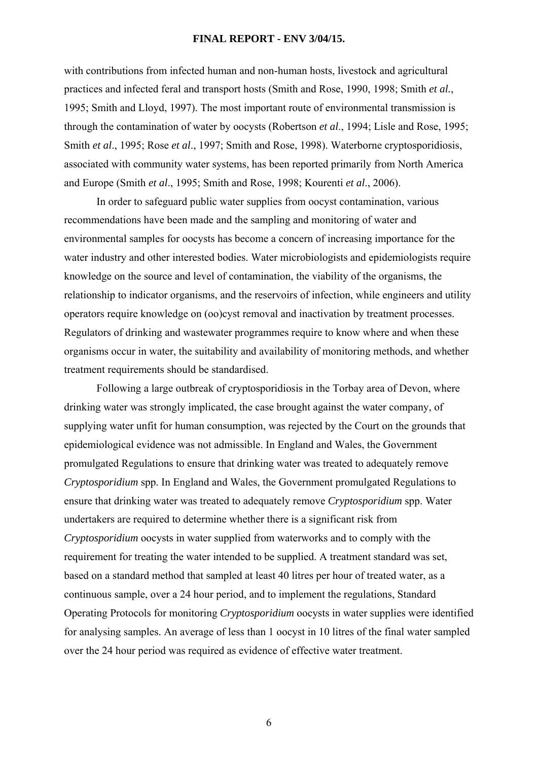with contributions from infected human and non-human hosts, livestock and agricultural practices and infected feral and transport hosts (Smith and Rose, 1990, 1998; Smith *et al.*, 1995; Smith and Lloyd, 1997). The most important route of environmental transmission is through the contamination of water by oocysts (Robertson *et al*., 1994; Lisle and Rose, 1995; Smith *et al*., 1995; Rose *et al*., 1997; Smith and Rose, 1998). Waterborne cryptosporidiosis, associated with community water systems, has been reported primarily from North America and Europe (Smith *et al*., 1995; Smith and Rose, 1998; Kourenti *et al*., 2006).

In order to safeguard public water supplies from oocyst contamination, various recommendations have been made and the sampling and monitoring of water and environmental samples for oocysts has become a concern of increasing importance for the water industry and other interested bodies. Water microbiologists and epidemiologists require knowledge on the source and level of contamination, the viability of the organisms, the relationship to indicator organisms, and the reservoirs of infection, while engineers and utility operators require knowledge on (oo)cyst removal and inactivation by treatment processes. Regulators of drinking and wastewater programmes require to know where and when these organisms occur in water, the suitability and availability of monitoring methods, and whether treatment requirements should be standardised.

Following a large outbreak of cryptosporidiosis in the Torbay area of Devon, where drinking water was strongly implicated, the case brought against the water company, of supplying water unfit for human consumption, was rejected by the Court on the grounds that epidemiological evidence was not admissible. In England and Wales, the Government promulgated Regulations to ensure that drinking water was treated to adequately remove *Cryptosporidium* spp. In England and Wales, the Government promulgated Regulations to ensure that drinking water was treated to adequately remove *Cryptosporidium* spp. Water undertakers are required to determine whether there is a significant risk from *Cryptosporidium* oocysts in water supplied from waterworks and to comply with the requirement for treating the water intended to be supplied. A treatment standard was set, based on a standard method that sampled at least 40 litres per hour of treated water, as a continuous sample, over a 24 hour period, and to implement the regulations, Standard Operating Protocols for monitoring *Cryptosporidium* oocysts in water supplies were identified for analysing samples. An average of less than 1 oocyst in 10 litres of the final water sampled over the 24 hour period was required as evidence of effective water treatment.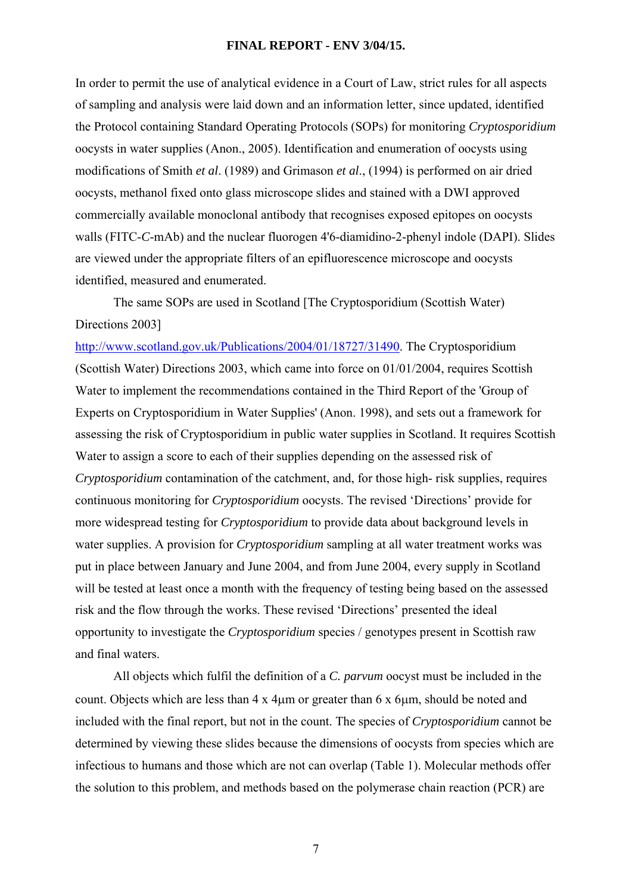In order to permit the use of analytical evidence in a Court of Law, strict rules for all aspects of sampling and analysis were laid down and an information letter, since updated, identified the Protocol containing Standard Operating Protocols (SOPs) for monitoring *Cryptosporidium* oocysts in water supplies (Anon., 2005). Identification and enumeration of oocysts using modifications of Smith *et al*. (1989) and Grimason *et al*., (1994) is performed on air dried oocysts, methanol fixed onto glass microscope slides and stained with a DWI approved commercially available monoclonal antibody that recognises exposed epitopes on oocysts walls (FITC-*C*-mAb) and the nuclear fluorogen 4'6-diamidino-2-phenyl indole (DAPI). Slides are viewed under the appropriate filters of an epifluorescence microscope and oocysts identified, measured and enumerated.

The same SOPs are used in Scotland [The Cryptosporidium (Scottish Water) Directions 2003] http://www.scotland.gov.uk/Publications/2004/01/18727/31490. The Cryptosporidium (Scottish Water) Directions 2003, which came into force on 01/01/2004, requires Scottish Water to implement the recommendations contained in the Third Report of the 'Group of Experts on Cryptosporidium in Water Supplies' (Anon. 1998), and sets out a framework for assessing the risk of Cryptosporidium in public water supplies in Scotland. It requires Scottish Water to assign a score to each of their supplies depending on the assessed risk of *Cryptosporidium* contamination of the catchment, and, for those high- risk supplies, requires continuous monitoring for *Cryptosporidium* oocysts. The revised 'Directions' provide for more widespread testing for *Cryptosporidium* to provide data about background levels in water supplies. A provision for *Cryptosporidium* sampling at all water treatment works was put in place between January and June 2004, and from June 2004, every supply in Scotland will be tested at least once a month with the frequency of testing being based on the assessed risk and the flow through the works. These revised 'Directions' presented the ideal opportunity to investigate the *Cryptosporidium* species / genotypes present in Scottish raw and final waters.

All objects which fulfil the definition of a *C. parvum* oocyst must be included in the count. Objects which are less than 4 x 4μm or greater than 6 x 6μm, should be noted and included with the final report, but not in the count. The species of *Cryptosporidium* cannot be determined by viewing these slides because the dimensions of oocysts from species which are infectious to humans and those which are not can overlap (Table 1). Molecular methods offer the solution to this problem, and methods based on the polymerase chain reaction (PCR) are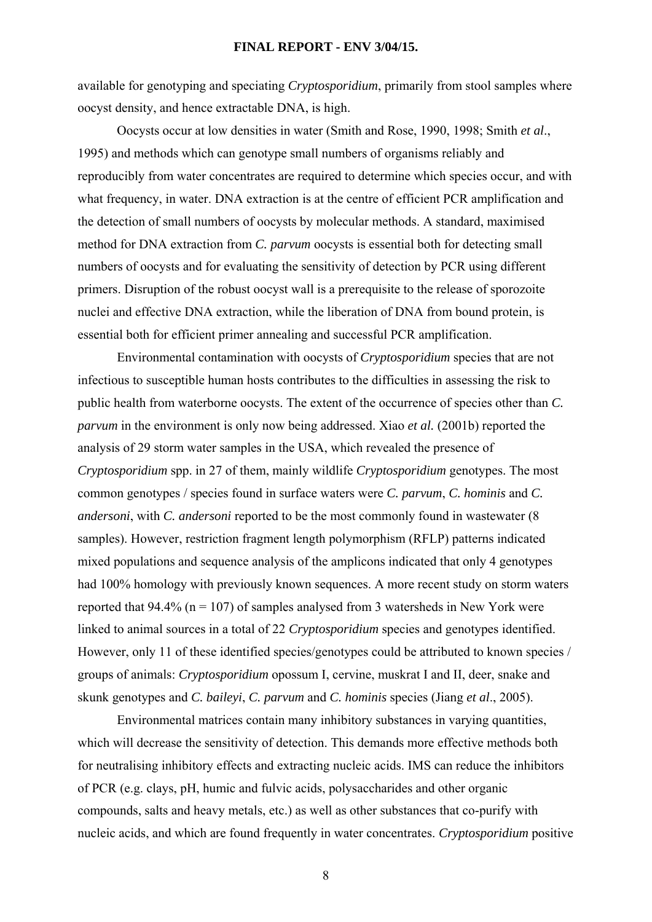available for genotyping and speciating *Cryptosporidium*, primarily from stool samples where oocyst density, and hence extractable DNA, is high.

Oocysts occur at low densities in water (Smith and Rose, 1990, 1998; Smith *et al*., 1995) and methods which can genotype small numbers of organisms reliably and reproducibly from water concentrates are required to determine which species occur, and with what frequency, in water. DNA extraction is at the centre of efficient PCR amplification and the detection of small numbers of oocysts by molecular methods. A standard, maximised method for DNA extraction from *C. parvum* oocysts is essential both for detecting small numbers of oocysts and for evaluating the sensitivity of detection by PCR using different primers. Disruption of the robust oocyst wall is a prerequisite to the release of sporozoite nuclei and effective DNA extraction, while the liberation of DNA from bound protein, is essential both for efficient primer annealing and successful PCR amplification.

Environmental contamination with oocysts of *Cryptosporidium* species that are not infectious to susceptible human hosts contributes to the difficulties in assessing the risk to public health from waterborne oocysts. The extent of the occurrence of species other than *C. parvum* in the environment is only now being addressed. Xiao *et al.* (2001b) reported the analysis of 29 storm water samples in the USA, which revealed the presence of *Cryptosporidium* spp. in 27 of them, mainly wildlife *Cryptosporidium* genotypes. The most common genotypes / species found in surface waters were *C. parvum*, *C. hominis* and *C. andersoni*, with *C. andersoni* reported to be the most commonly found in wastewater (8 samples). However, restriction fragment length polymorphism (RFLP) patterns indicated mixed populations and sequence analysis of the amplicons indicated that only 4 genotypes had 100% homology with previously known sequences. A more recent study on storm waters reported that 94.4% (n = 107) of samples analysed from 3 watersheds in New York were linked to animal sources in a total of 22 *Cryptosporidium* species and genotypes identified. However, only 11 of these identified species/genotypes could be attributed to known species / groups of animals: *Cryptosporidium* opossum I, cervine, muskrat I and II, deer, snake and skunk genotypes and *C. baileyi*, *C. parvum* and *C. hominis* species (Jiang *et al*., 2005).

Environmental matrices contain many inhibitory substances in varying quantities, which will decrease the sensitivity of detection. This demands more effective methods both for neutralising inhibitory effects and extracting nucleic acids. IMS can reduce the inhibitors of PCR (e.g. clays, pH, humic and fulvic acids, polysaccharides and other organic compounds, salts and heavy metals, etc.) as well as other substances that co-purify with nucleic acids, and which are found frequently in water concentrates. *Cryptosporidium* positive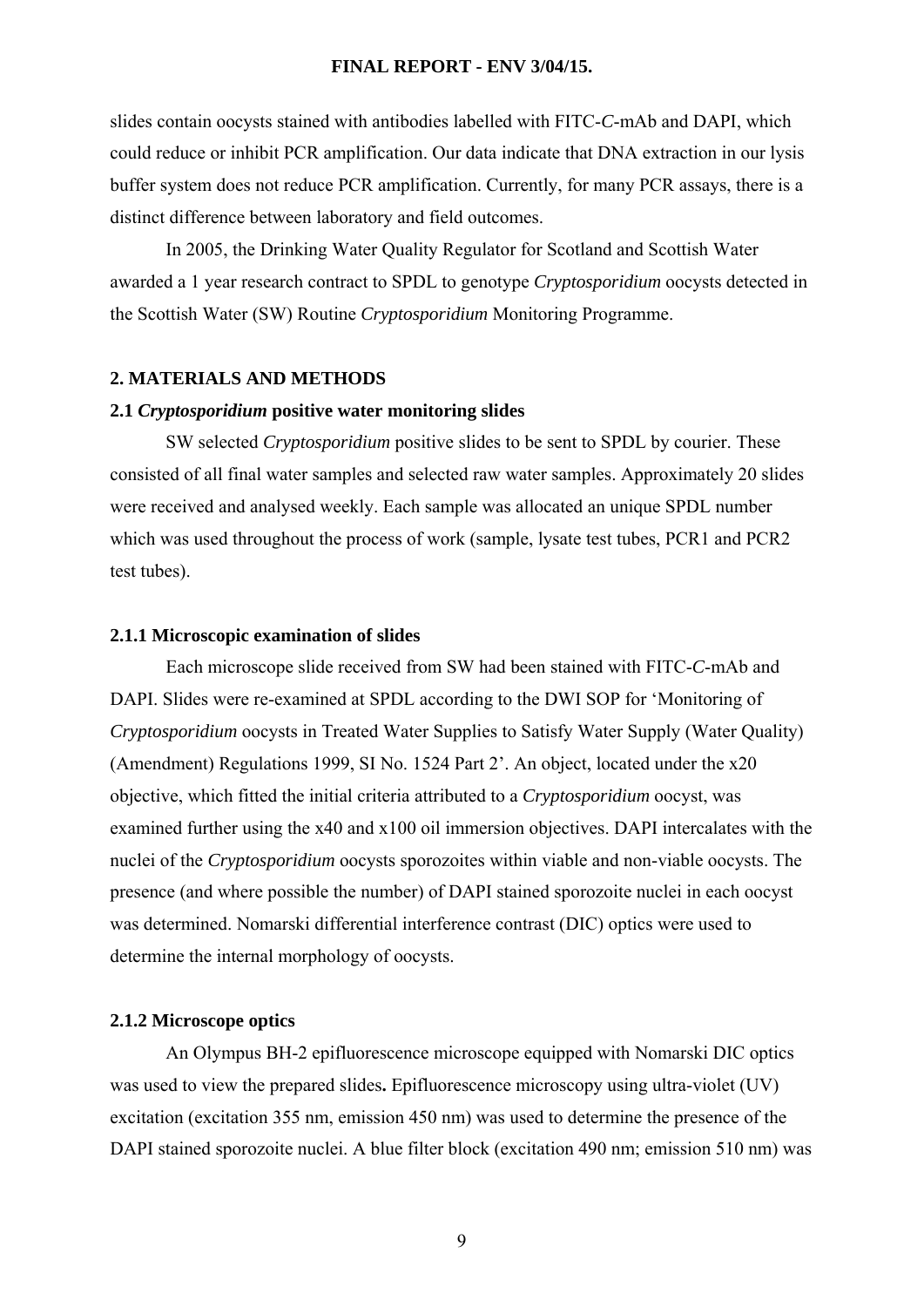slides contain oocysts stained with antibodies labelled with FITC-*C*-mAb and DAPI, which could reduce or inhibit PCR amplification. Our data indicate that DNA extraction in our lysis buffer system does not reduce PCR amplification. Currently, for many PCR assays, there is a distinct difference between laboratory and field outcomes.

In 2005, the Drinking Water Quality Regulator for Scotland and Scottish Water awarded a 1 year research contract to SPDL to genotype *Cryptosporidium* oocysts detected in the Scottish Water (SW) Routine *Cryptosporidium* Monitoring Programme.

## 2. MATERIALS AND METHODS

### 2.1 *Cryptosporidium* positive water monitoring slides

SW selected *Cryptosporidium* positive slides to be sent to SPDL by courier. These consisted of all final water samples and selected raw water samples. Approximately 20 slides were received and analysed weekly. Each sample was allocated an unique SPDL number which was used throughout the process of work (sample, lysate test tubes, PCR1 and PCR2 test tubes).

#### 2.1.1 Microscopic examination of slides

Each microscope slide received from SW had been stained with FITC-*C*-mAb and DAPI. Slides were re-examined at SPDL according to the DWI SOP for 'Monitoring of *Cryptosporidium* oocysts in Treated Water Supplies to Satisfy Water Supply (Water Quality) (Amendment) Regulations 1999, SI No. 1524 Part 2'. An object, located under the x20 objective, which fitted the initial criteria attributed to a *Cryptosporidium* oocyst, was examined further using the x40 and x100 oil immersion objectives. DAPI intercalates with the nuclei of the *Cryptosporidium* oocysts sporozoites within viable and non-viable oocysts. The presence (and where possible the number) of DAPI stained sporozoite nuclei in each oocyst was determined. Nomarski differential interference contrast (DIC) optics were used to determine the internal morphology of oocysts.

#### 2.1.2 Microscope optics

An Olympus BH-2 epifluorescence microscope equipped with Nomarski DIC optics was used to view the prepared slides**.** Epifluorescence microscopy using ultra-violet (UV) excitation (excitation 355 nm, emission 450 nm) was used to determine the presence of the DAPI stained sporozoite nuclei. A blue filter block (excitation 490 nm; emission 510 nm) was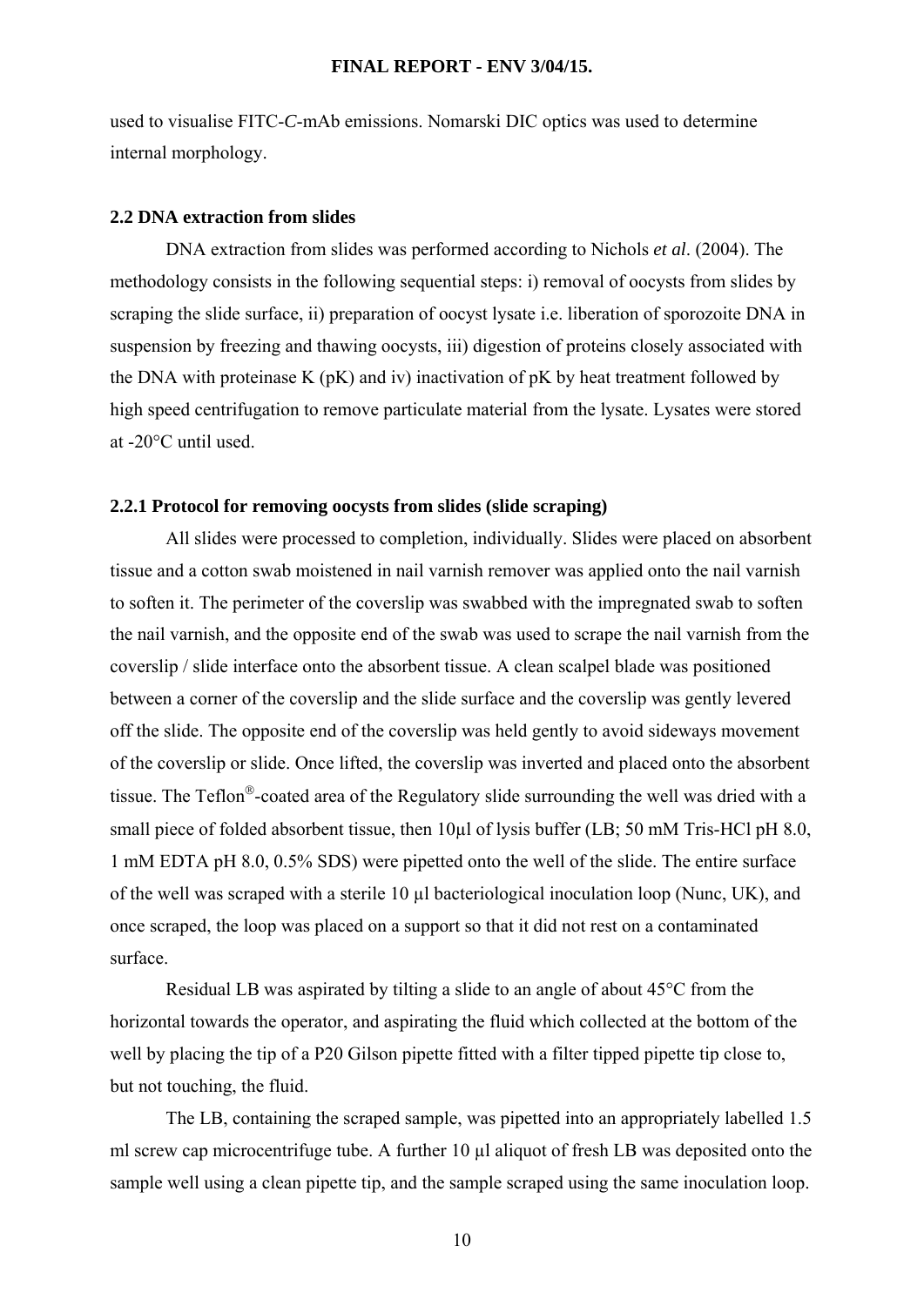used to visualise FITC-*C*-mAb emissions. Nomarski DIC optics was used to determine internal morphology.

### 2.2 DNA extraction from slides

DNA extraction from slides was performed according to Nichols *et al*. (2004). The methodology consists in the following sequential steps: i) removal of oocysts from slides by scraping the slide surface, ii) preparation of oocyst lysate i.e. liberation of sporozoite DNA in suspension by freezing and thawing oocysts, iii) digestion of proteins closely associated with the DNA with proteinase K (pK) and iv) inactivation of pK by heat treatment followed by high speed centrifugation to remove particulate material from the lysate. Lysates were stored at -20°C until used.

#### 2.2.1 Protocol for removing oocysts from slides (slide scraping)

All slides were processed to completion, individually. Slides were placed on absorbent tissue and a cotton swab moistened in nail varnish remover was applied onto the nail varnish to soften it. The perimeter of the coverslip was swabbed with the impregnated swab to soften the nail varnish, and the opposite end of the swab was used to scrape the nail varnish from the coverslip / slide interface onto the absorbent tissue. A clean scalpel blade was positioned between a corner of the coverslip and the slide surface and the coverslip was gently levered off the slide. The opposite end of the coverslip was held gently to avoid sideways movement of the coverslip or slide. Once lifted, the coverslip was inverted and placed onto the absorbent tissue. The Teflon®-coated area of the Regulatory slide surrounding the well was dried with a small piece of folded absorbent tissue, then 10μl of lysis buffer (LB; 50 mM Tris-HCl pH 8.0, 1 mM EDTA pH 8.0, 0.5% SDS) were pipetted onto the well of the slide. The entire surface of the well was scraped with a sterile 10 µl bacteriological inoculation loop (Nunc, UK), and once scraped, the loop was placed on a support so that it did not rest on a contaminated surface.

Residual LB was aspirated by tilting a slide to an angle of about 45°C from the horizontal towards the operator, and aspirating the fluid which collected at the bottom of the well by placing the tip of a P20 Gilson pipette fitted with a filter tipped pipette tip close to, but not touching, the fluid.

The LB, containing the scraped sample, was pipetted into an appropriately labelled 1.5 ml screw cap microcentrifuge tube. A further 10 µl aliquot of fresh LB was deposited onto the sample well using a clean pipette tip, and the sample scraped using the same inoculation loop.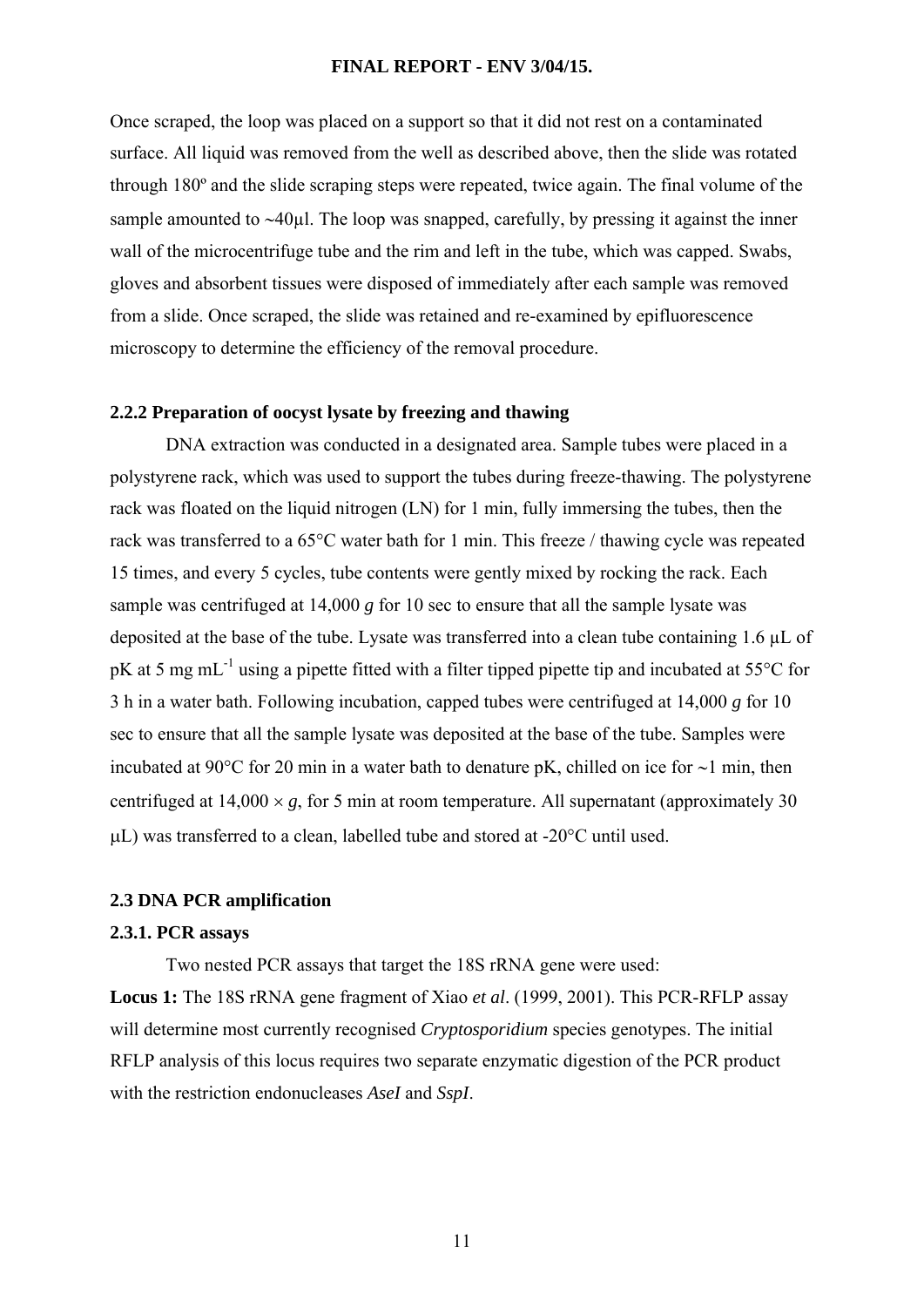Once scraped, the loop was placed on a support so that it did not rest on a contaminated surface. All liquid was removed from the well as described above, then the slide was rotated through 180º and the slide scraping steps were repeated, twice again. The final volume of the sample amounted to ~40µl. The loop was snapped, carefully, by pressing it against the inner wall of the microcentrifuge tube and the rim and left in the tube, which was capped. Swabs, gloves and absorbent tissues were disposed of immediately after each sample was removed from a slide. Once scraped, the slide was retained and re-examined by epifluorescence microscopy to determine the efficiency of the removal procedure.

### 2.2.2 Preparation of oocyst lysate by freezing and thawing

DNA extraction was conducted in a designated area. Sample tubes were placed in a polystyrene rack, which was used to support the tubes during freeze-thawing. The polystyrene rack was floated on the liquid nitrogen (LN) for 1 min, fully immersing the tubes, then the rack was transferred to a 65°C water bath for 1 min. This freeze / thawing cycle was repeated 15 times, and every 5 cycles, tube contents were gently mixed by rocking the rack. Each sample was centrifuged at 14,000 *g* for 10 sec to ensure that all the sample lysate was deposited at the base of the tube. Lysate was transferred into a clean tube containing 1.6 µL of pK at 5 mg $mL^{-1}$ using a pipette fitted with a filter tipped pipette tip and incubated at 55°C for 3 h in a water bath. Following incubation, capped tubes were centrifuged at 14,000 *g* for 10 sec to ensure that all the sample lysate was deposited at the base of the tube. Samples were incubated at 90°C for 20 min in a water bath to denature pK, chilled on ice for ~1 min, then centrifuged at 14,000 × *g*, for 5 min at room temperature. All supernatant (approximately 30 µL) was transferred to a clean, labelled tube and stored at -20°C until used.

## 2.3 DNA PCR amplification

### 2.3.1. PCR assays

Two nested PCR assays that target the 18S rRNA gene were used:

**Locus 1:** The 18S rRNA gene fragment of Xiao *et al*. (1999, 2001). This PCR-RFLP assay will determine most currently recognised *Cryptosporidium* species genotypes. The initial RFLP analysis of this locus requires two separate enzymatic digestion of the PCR product with the restriction endonucleases *AseI* and *SspI*.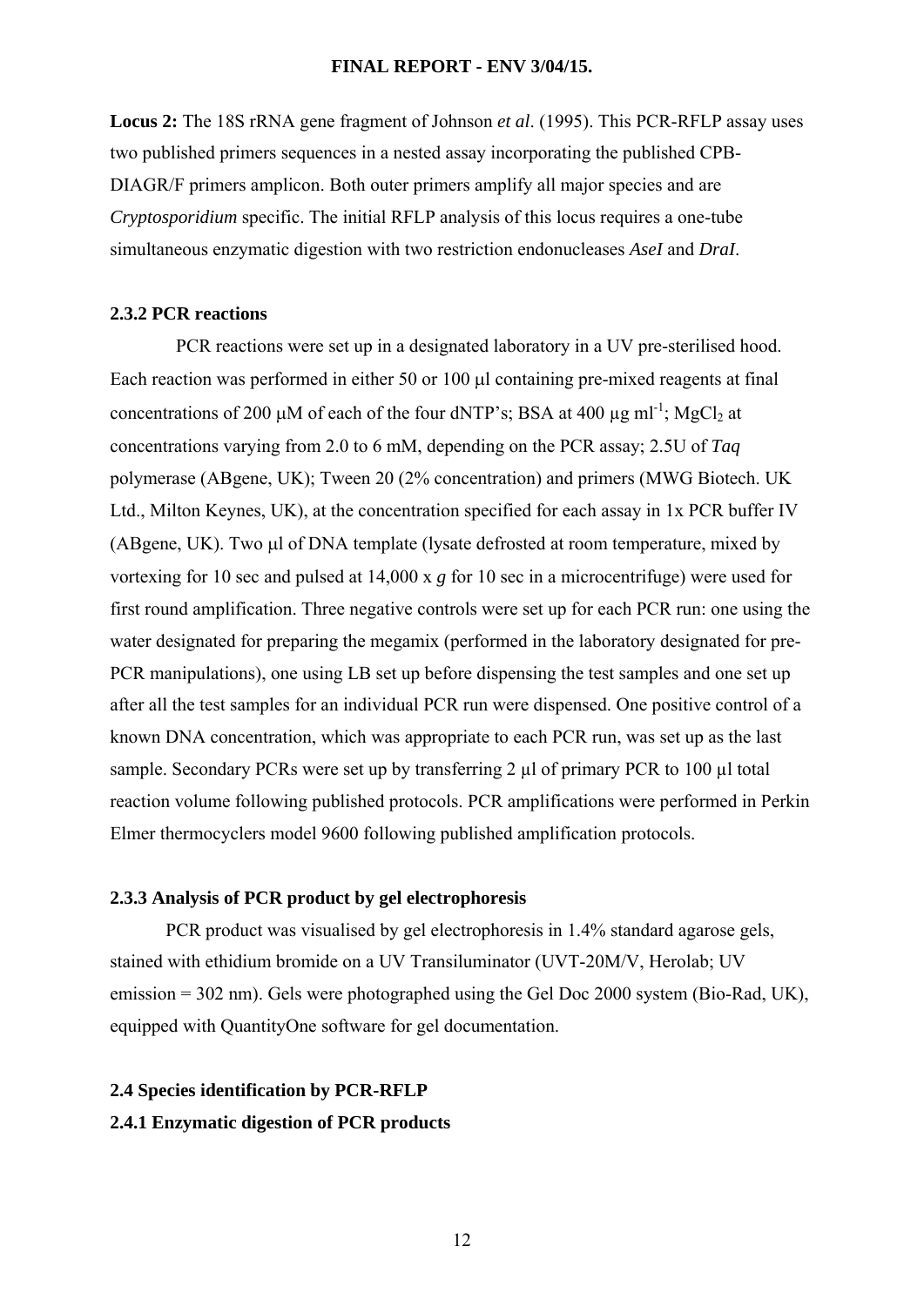**Locus 2:** The 18S rRNA gene fragment of Johnson *et al*. (1995). This PCR-RFLP assay uses two published primers sequences in a nested assay incorporating the published CPB-DIAGR/F primers amplicon. Both outer primers amplify all major species and are *Cryptosporidium* specific. The initial RFLP analysis of this locus requires a one-tube simultaneous enzymatic digestion with two restriction endonucleases *AseI* and *DraI*.

### 2.3.2 PCR reactions

PCR reactions were set up in a designated laboratory in a UV pre-sterilised hood. Each reaction was performed in either 50 or 100 μl containing pre-mixed reagents at final concentrations of 200 μM of each of the four dNTP's; BSA at 400 μg $ml^{-1}$; $MgCl_2$ at concentrations varying from 2.0 to 6 mM, depending on the PCR assay; 2.5U of *Taq* polymerase (ABgene, UK); Tween 20 (2% concentration) and primers (MWG Biotech. UK Ltd., Milton Keynes, UK), at the concentration specified for each assay in 1x PCR buffer IV (ABgene, UK). Two μl of DNA template (lysate defrosted at room temperature, mixed by vortexing for 10 sec and pulsed at 14,000 x *g* for 10 sec in a microcentrifuge) were used for first round amplification. Three negative controls were set up for each PCR run: one using the water designated for preparing the megamix (performed in the laboratory designated for pre-PCR manipulations), one using LB set up before dispensing the test samples and one set up after all the test samples for an individual PCR run were dispensed. One positive control of a known DNA concentration, which was appropriate to each PCR run, was set up as the last sample. Secondary PCRs were set up by transferring 2 μl of primary PCR to 100 μl total reaction volume following published protocols. PCR amplifications were performed in Perkin Elmer thermocyclers model 9600 following published amplification protocols.

### 2.3.3 Analysis of PCR product by gel electrophoresis

PCR product was visualised by gel electrophoresis in 1.4% standard agarose gels, stained with ethidium bromide on a UV Transiluminator (UVT-20M/V, Herolab; UV emission = 302 nm). Gels were photographed using the Gel Doc 2000 system (Bio-Rad, UK), equipped with QuantityOne software for gel documentation.

## 2.4 Species identification by PCR-RFLP

### 2.4.1 Enzymatic digestion of PCR products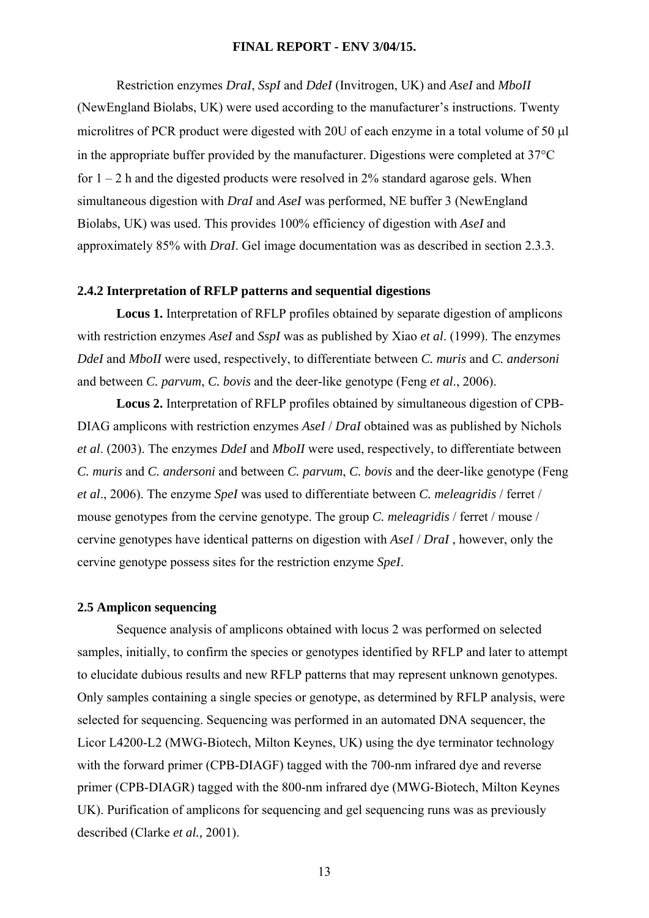Restriction enzymes *DraI*, *SspI* and *DdeI* (Invitrogen, UK) and *AseI* and *MboII* (NewEngland Biolabs, UK) were used according to the manufacturer's instructions. Twenty microlitres of PCR product were digested with 20U of each enzyme in a total volume of 50 µl in the appropriate buffer provided by the manufacturer. Digestions were completed at 37°C for 1 – 2 h and the digested products were resolved in 2% standard agarose gels. When simultaneous digestion with *DraI* and *AseI* was performed, NE buffer 3 (NewEngland Biolabs, UK) was used. This provides 100% efficiency of digestion with *AseI* and approximately 85% with *DraI*. Gel image documentation was as described in section 2.3.3.

### 2.4.2 Interpretation of RFLP patterns and sequential digestions

**Locus 1.** Interpretation of RFLP profiles obtained by separate digestion of amplicons with restriction enzymes *AseI* and *SspI* was as published by Xiao *et al*. (1999). The enzymes *DdeI* and *MboII* were used, respectively, to differentiate between *C. muris* and *C. andersoni* and between *C. parvum*, *C. bovis* and the deer-like genotype (Feng *et al*., 2006).

**Locus 2.** Interpretation of RFLP profiles obtained by simultaneous digestion of CPB-DIAG amplicons with restriction enzymes *AseI* / *DraI* obtained was as published by Nichols *et al*. (2003). The enzymes *DdeI* and *MboII* were used, respectively, to differentiate between *C. muris* and *C. andersoni* and between *C. parvum*, *C. bovis* and the deer-like genotype (Feng *et al*., 2006). The enzyme *SpeI* was used to differentiate between *C. meleagridis* / ferret / mouse genotypes from the cervine genotype. The group *C. meleagridis* / ferret / mouse / cervine genotypes have identical patterns on digestion with *AseI* / *DraI* , however, only the cervine genotype possess sites for the restriction enzyme *SpeI*.

### 2.5 Amplicon sequencing

Sequence analysis of amplicons obtained with locus 2 was performed on selected samples, initially, to confirm the species or genotypes identified by RFLP and later to attempt to elucidate dubious results and new RFLP patterns that may represent unknown genotypes. Only samples containing a single species or genotype, as determined by RFLP analysis, were selected for sequencing. Sequencing was performed in an automated DNA sequencer, the Licor L4200-L2 (MWG-Biotech, Milton Keynes, UK) using the dye terminator technology with the forward primer (CPB-DIAGF) tagged with the 700-nm infrared dye and reverse primer (CPB-DIAGR) tagged with the 800-nm infrared dye (MWG-Biotech, Milton Keynes UK). Purification of amplicons for sequencing and gel sequencing runs was as previously described (Clarke *et al.,* 2001).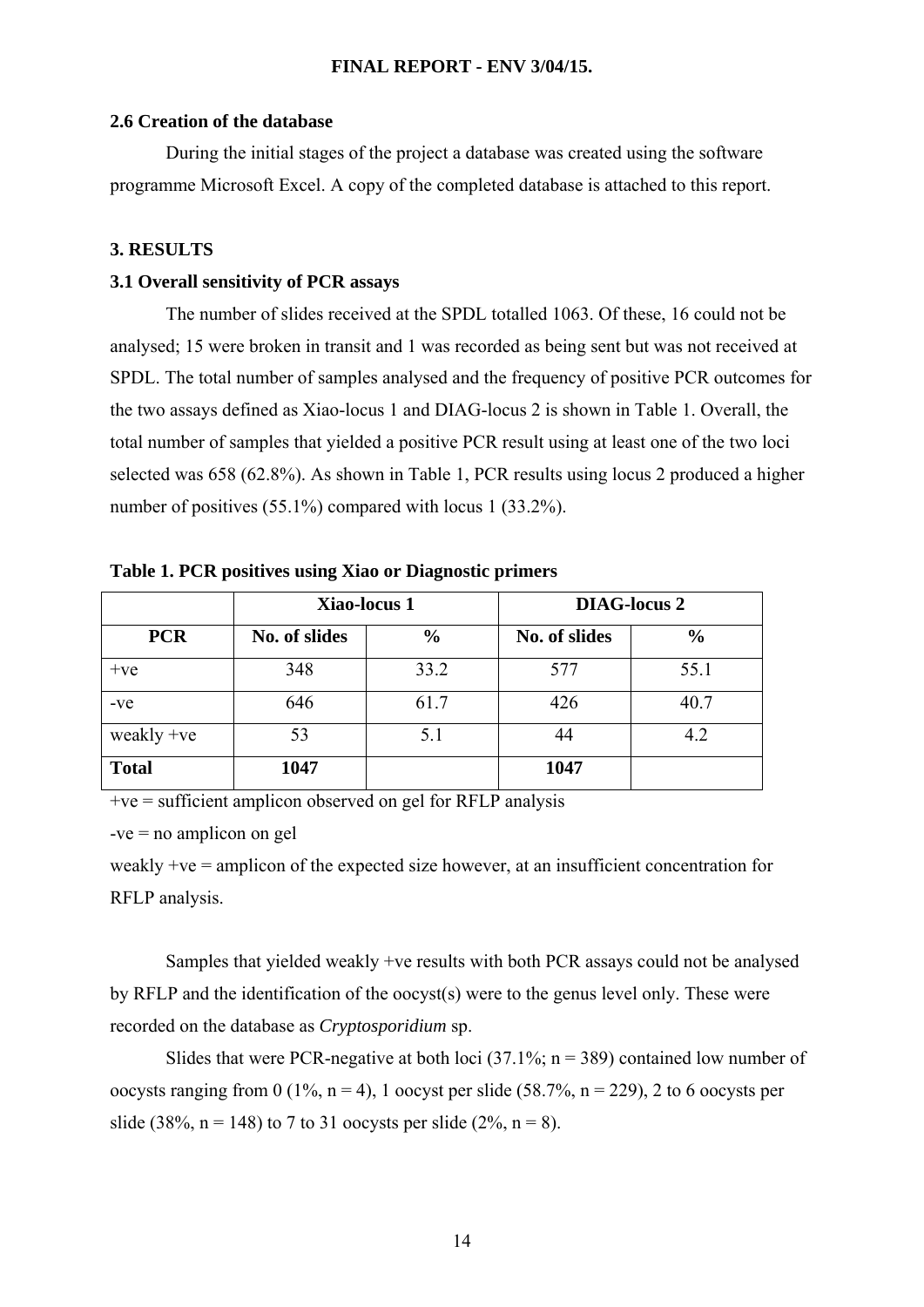### 2.6 Creation of the database

During the initial stages of the project a database was created using the software programme Microsoft Excel. A copy of the completed database is attached to this report.

## 3. RESULTS

### 3.1 Overall sensitivity of PCR assays

The number of slides received at the SPDL totalled 1063. Of these, 16 could not be analysed; 15 were broken in transit and 1 was recorded as being sent but was not received at SPDL. The total number of samples analysed and the frequency of positive PCR outcomes for the two assays defined as Xiao-locus 1 and DIAG-locus 2 is shown in Table 1. Overall, the total number of samples that yielded a positive PCR result using at least one of the two loci selected was 658 (62.8%). As shown in Table 1, PCR results using locus 2 produced a higher number of positives (55.1%) compared with locus 1 (33.2%).

**Table 1. PCR positives using Xiao or Diagnostic primers**

| | Xiao-locus 1 | | DIAG-locus 2 | |
|---|---|---|---|---|
| **PCR** | **No. of slides** | **%** | **No. of slides** | **%** |
| +ve | 348 | 33.2 | 577 | 55.1 |
| -ve | 646 | 61.7 | 426 | 40.7 |
| weakly +ve | 53 | 5.1 | 44 | 4.2 |
| **Total** | **1047** | | **1047** | |

+ve = sufficient amplicon observed on gel for RFLP analysis

-ve = no amplicon on gel

weakly +ve = amplicon of the expected size however, at an insufficient concentration for RFLP analysis.

Samples that yielded weakly +ve results with both PCR assays could not be analysed by RFLP and the identification of the oocyst(s) were to the genus level only. These were recorded on the database as *Cryptosporidium* sp.

Slides that were PCR-negative at both loci (37.1%; n = 389) contained low number of oocysts ranging from 0 (1%, n = 4), 1 oocyst per slide (58.7%, n = 229), 2 to 6 oocysts per slide (38%, n = 148) to 7 to 31 oocysts per slide (2%, n = 8).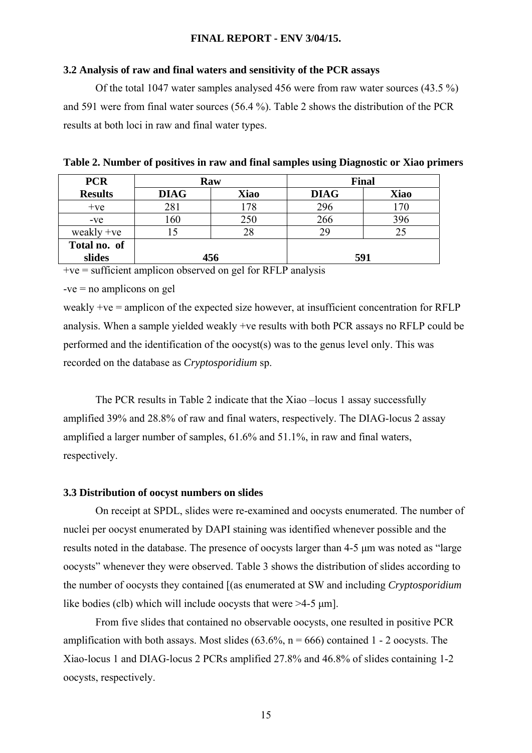### 3.2 Analysis of raw and final waters and sensitivity of the PCR assays

Of the total 1047 water samples analysed 456 were from raw water sources (43.5 %) and 591 were from final water sources (56.4 %). Table 2 shows the distribution of the PCR results at both loci in raw and final water types.

**Table 2. Number of positives in raw and final samples using Diagnostic or Xiao primers**

| PCR Results | Raw | | Final | |
|---|---|---|---|---|
| | **DIAG** | **Xiao** | **DIAG** | **Xiao** |
| +ve | 281 | 178 | 296 | 170 |
| -ve | 160 | 250 | 266 | 396 |
| weakly +ve | 15 | 28 | 29 | 25 |
| **Total no. of slides** | **456** | | **591** | |

+ve = sufficient amplicon observed on gel for RFLP analysis

-ve = no amplicons on gel

weakly +ve = amplicon of the expected size however, at insufficient concentration for RFLP analysis. When a sample yielded weakly +ve results with both PCR assays no RFLP could be performed and the identification of the oocyst(s) was to the genus level only. This was recorded on the database as *Cryptosporidium* sp.

The PCR results in Table 2 indicate that the Xiao –locus 1 assay successfully amplified 39% and 28.8% of raw and final waters, respectively. The DIAG-locus 2 assay amplified a larger number of samples, 61.6% and 51.1%, in raw and final waters, respectively.

### 3.3 Distribution of oocyst numbers on slides

On receipt at SPDL, slides were re-examined and oocysts enumerated. The number of nuclei per oocyst enumerated by DAPI staining was identified whenever possible and the results noted in the database. The presence of oocysts larger than 4-5 μm was noted as "large oocysts" whenever they were observed. Table 3 shows the distribution of slides according to the number of oocysts they contained [(as enumerated at SW and including *Cryptosporidium* like bodies (clb) which will include oocysts that were >4-5 μm].

From five slides that contained no observable oocysts, one resulted in positive PCR amplification with both assays. Most slides (63.6%, n = 666) contained 1 - 2 oocysts. The Xiao-locus 1 and DIAG-locus 2 PCRs amplified 27.8% and 46.8% of slides containing 1-2 oocysts, respectively.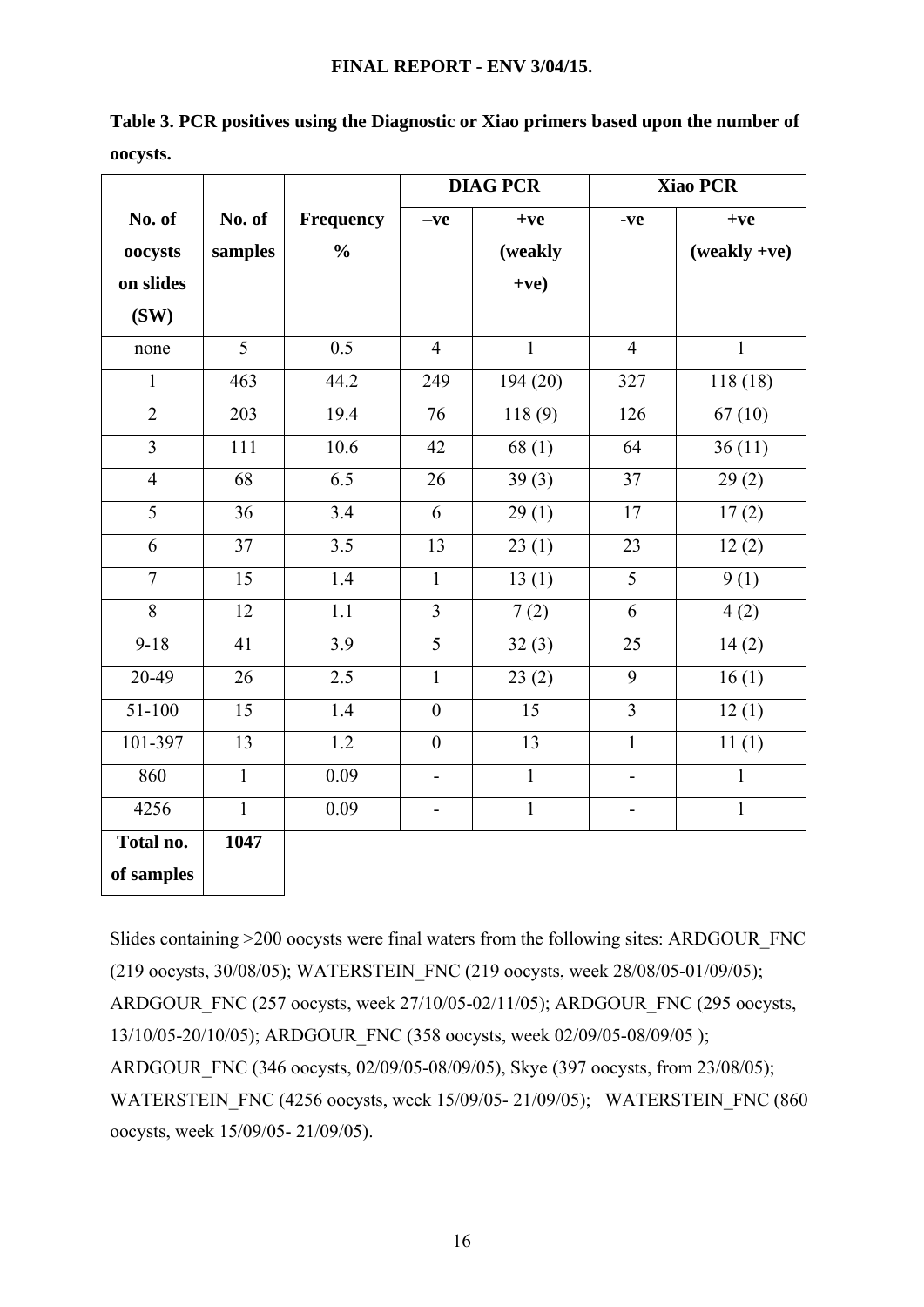**Table 3. PCR positives using the Diagnostic or Xiao primers based upon the number of oocysts.**

| No. of oocysts on slides (SW) | No. of samples | Frequency % | DIAG PCR | | Xiao PCR | |
|---|---|---|---|---|---|---|
| | | | –ve | +ve (weakly +ve) | -ve | +ve (weakly +ve) |
| none | 5 | 0.5 | 4 | 1 | 4 | 1 |
| 1 | 463 | 44.2 | 249 | 194 (20) | 327 | 118 (18) |
| 2 | 203 | 19.4 | 76 | 118 (9) | 126 | 67 (10) |
| 3 | 111 | 10.6 | 42 | 68 (1) | 64 | 36 (11) |
| 4 | 68 | 6.5 | 26 | 39 (3) | 37 | 29 (2) |
| 5 | 36 | 3.4 | 6 | 29 (1) | 17 | 17 (2) |
| 6 | 37 | 3.5 | 13 | 23 (1) | 23 | 12 (2) |
| 7 | 15 | 1.4 | 1 | 13 (1) | 5 | 9 (1) |
| 8 | 12 | 1.1 | 3 | 7 (2) | 6 | 4 (2) |
| 9-18 | 41 | 3.9 | 5 | 32 (3) | 25 | 14 (2) |
| 20-49 | 26 | 2.5 | 1 | 23 (2) | 9 | 16 (1) |
| 51-100 | 15 | 1.4 | 0 | 15 | 3 | 12 (1) |
| 101-397 | 13 | 1.2 | 0 | 13 | 1 | 11 (1) |
| 860 | 1 | 0.09 | - | 1 | - | 1 |
| 4256 | 1 | 0.09 | - | 1 | - | 1 |
| **Total no. of samples** | **1047** | | | | | |

Slides containing >200 oocysts were final waters from the following sites: ARDGOUR_FNC (219 oocysts, 30/08/05); WATERSTEIN_FNC (219 oocysts, week 28/08/05-01/09/05); ARDGOUR_FNC (257 oocysts, week 27/10/05-02/11/05); ARDGOUR_FNC (295 oocysts, 13/10/05-20/10/05); ARDGOUR_FNC (358 oocysts, week 02/09/05-08/09/05 ); ARDGOUR_FNC (346 oocysts, 02/09/05-08/09/05), Skye (397 oocysts, from 23/08/05); WATERSTEIN_FNC (4256 oocysts, week 15/09/05- 21/09/05); WATERSTEIN_FNC (860 oocysts, week 15/09/05- 21/09/05).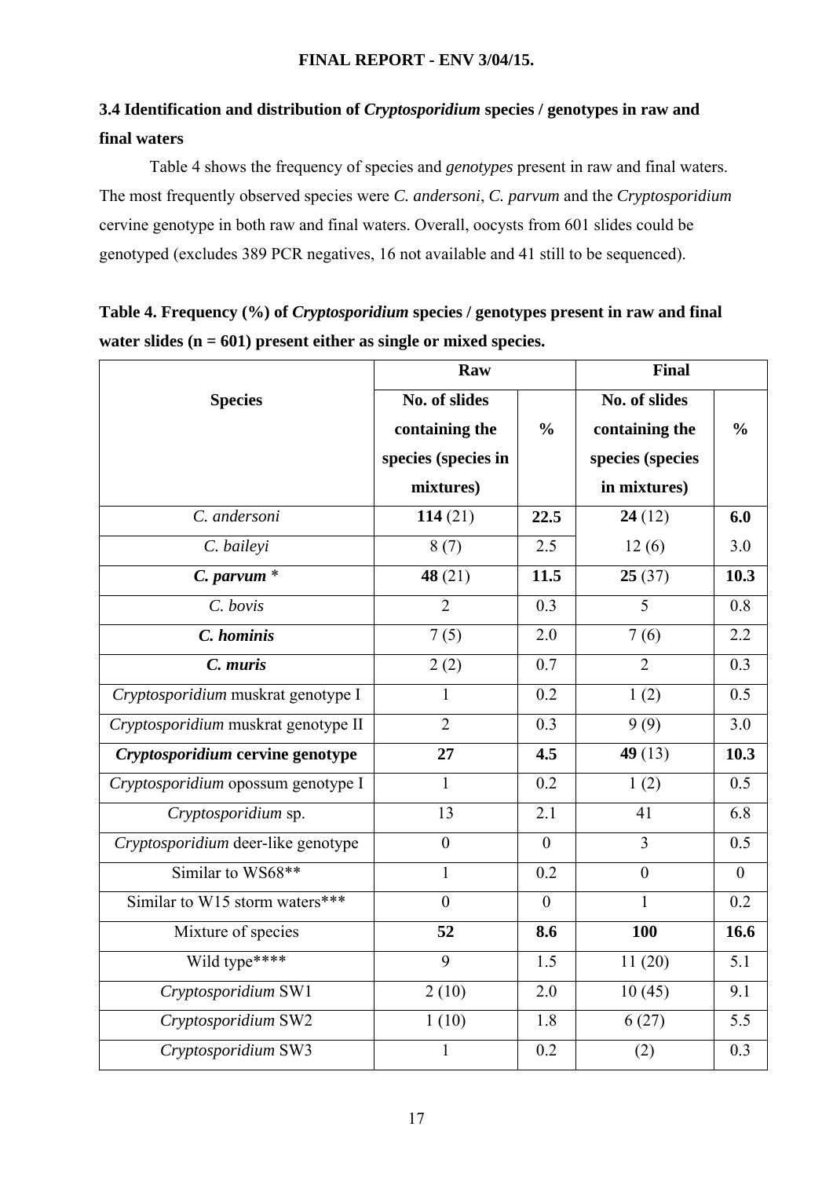### 3.4 Identification and distribution of *Cryptosporidium* species / genotypes in raw and final waters

Table 4 shows the frequency of species and *genotypes* present in raw and final waters. The most frequently observed species were *C. andersoni*, *C. parvum* and the *Cryptosporidium* cervine genotype in both raw and final waters. Overall, oocysts from 601 slides could be genotyped (excludes 389 PCR negatives, 16 not available and 41 still to be sequenced).

**Table 4. Frequency (%) of *Cryptosporidium* species / genotypes present in raw and final water slides (n = 601) present either as single or mixed species.**

| Species | Raw | | Final | |
|---|---|---|---|---|
| | **No. of slides containing the species (species in mixtures)** | **%** | **No. of slides containing the species (species in mixtures)** | **%** |
| *C. andersoni* | **114** (21) | **22.5** | **24** (12) | **6.0** |
| *C. baileyi* | 8 (7) | 2.5 | 12 (6) | 3.0 |
| ***C. parvum*** * | **48** (21) | **11.5** | **25** (37) | **10.3** |
| *C. bovis* | 2 | 0.3 | 5 | 0.8 |
| ***C. hominis*** | 7 (5) | 2.0 | 7 (6) | 2.2 |
| ***C. muris*** | 2 (2) | 0.7 | 2 | 0.3 |
| *Cryptosporidium* muskrat genotype I | 1 | 0.2 | 1 (2) | 0.5 |
| *Cryptosporidium* muskrat genotype II | 2 | 0.3 | 9 (9) | 3.0 |
| ***Cryptosporidium* cervine genotype** | **27** | **4.5** | **49** (13) | **10.3** |
| *Cryptosporidium* opossum genotype I | 1 | 0.2 | 1 (2) | 0.5 |
| *Cryptosporidium* sp. | 13 | 2.1 | 41 | 6.8 |
| *Cryptosporidium* deer-like genotype | 0 | 0 | 3 | 0.5 |
| Similar to WS68** | 1 | 0.2 | 0 | 0 |
| Similar to W15 storm waters*** | 0 | 0 | 1 | 0.2 |
| Mixture of species | **52** | **8.6** | **100** | **16.6** |
| Wild type**** | 9 | 1.5 | 11 (20) | 5.1 |
| *Cryptosporidium* SW1 | 2 (10) | 2.0 | 10 (45) | 9.1 |
| *Cryptosporidium* SW2 | 1 (10) | 1.8 | 6 (27) | 5.5 |
| *Cryptosporidium* SW3 | 1 | 0.2 | (2) | 0.3 |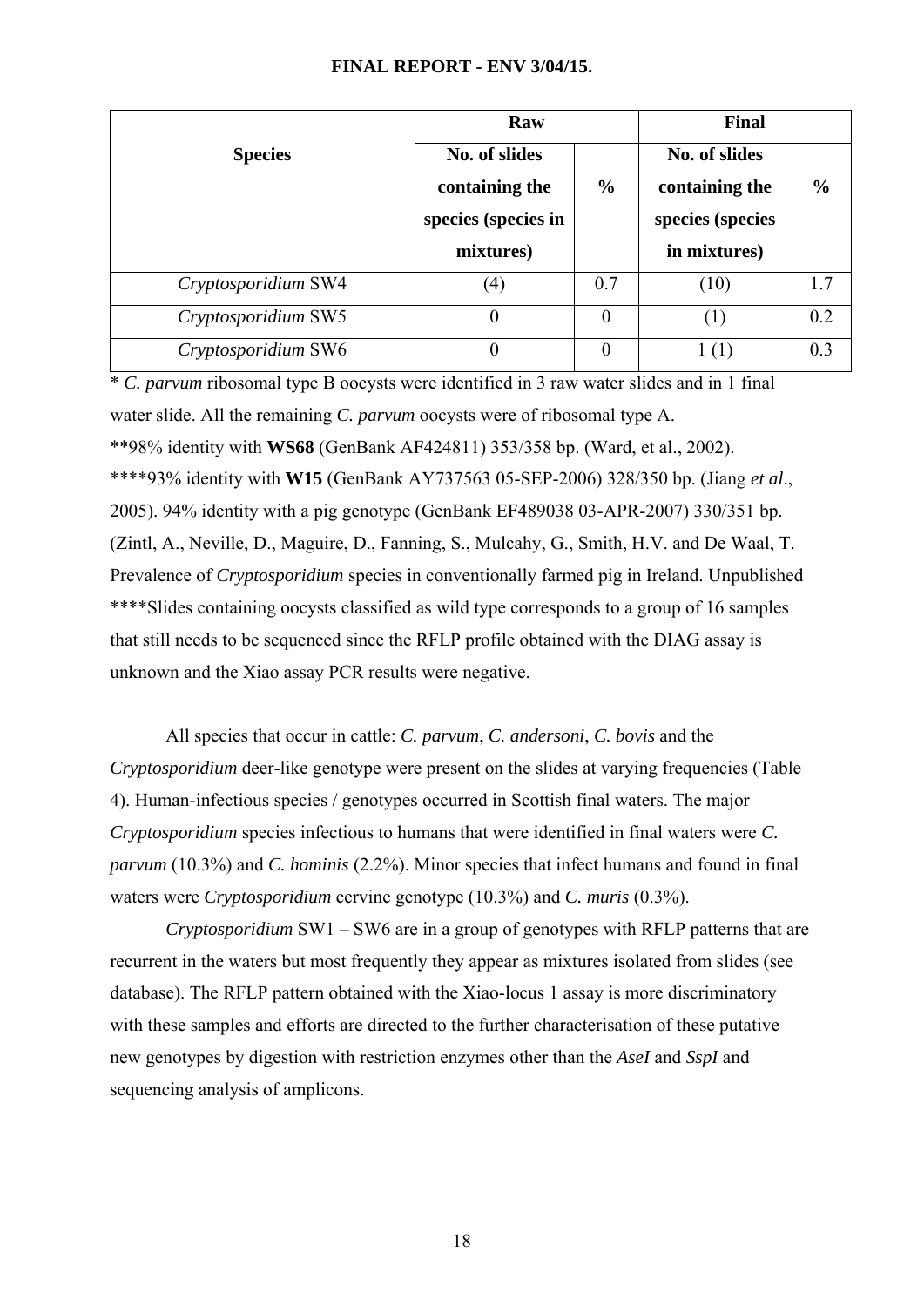| Species | Raw | | Final | |
|---|---|---|---|---|
| | No. of slides containing the species (species in mixtures) | % | No. of slides containing the species (species in mixtures) | % |
| *Cryptosporidium* SW4 | (4) | 0.7 | (10) | 1.7 |
| *Cryptosporidium* SW5 | 0 | 0 | (1) | 0.2 |
| *Cryptosporidium* SW6 | 0 | 0 | 1 (1) | 0.3 |

\* *C. parvum* ribosomal type B oocysts were identified in 3 raw water slides and in 1 final water slide. All the remaining *C. parvum* oocysts were of ribosomal type A.

\*\*98% identity with **WS68** (GenBank AF424811) 353/358 bp. (Ward, et al., 2002).

\*\*\*\*93% identity with **W15** (GenBank AY737563 05-SEP-2006) 328/350 bp. (Jiang *et al*., 2005). 94% identity with a pig genotype (GenBank EF489038 03-APR-2007) 330/351 bp. (Zintl, A., Neville, D., Maguire, D., Fanning, S., Mulcahy, G., Smith, H.V. and De Waal, T. Prevalence of *Cryptosporidium* species in conventionally farmed pig in Ireland. Unpublished

\*\*\*\*Slides containing oocysts classified as wild type corresponds to a group of 16 samples that still needs to be sequenced since the RFLP profile obtained with the DIAG assay is unknown and the Xiao assay PCR results were negative.

All species that occur in cattle: *C. parvum*, *C. andersoni*, *C. bovis* and the *Cryptosporidium* deer-like genotype were present on the slides at varying frequencies (Table 4). Human-infectious species / genotypes occurred in Scottish final waters. The major *Cryptosporidium* species infectious to humans that were identified in final waters were *C. parvum* (10.3%) and *C. hominis* (2.2%). Minor species that infect humans and found in final waters were *Cryptosporidium* cervine genotype (10.3%) and *C. muris* (0.3%).

*Cryptosporidium* SW1 – SW6 are in a group of genotypes with RFLP patterns that are recurrent in the waters but most frequently they appear as mixtures isolated from slides (see database). The RFLP pattern obtained with the Xiao-locus 1 assay is more discriminatory with these samples and efforts are directed to the further characterisation of these putative new genotypes by digestion with restriction enzymes other than the *AseI* and *SspI* and sequencing analysis of amplicons.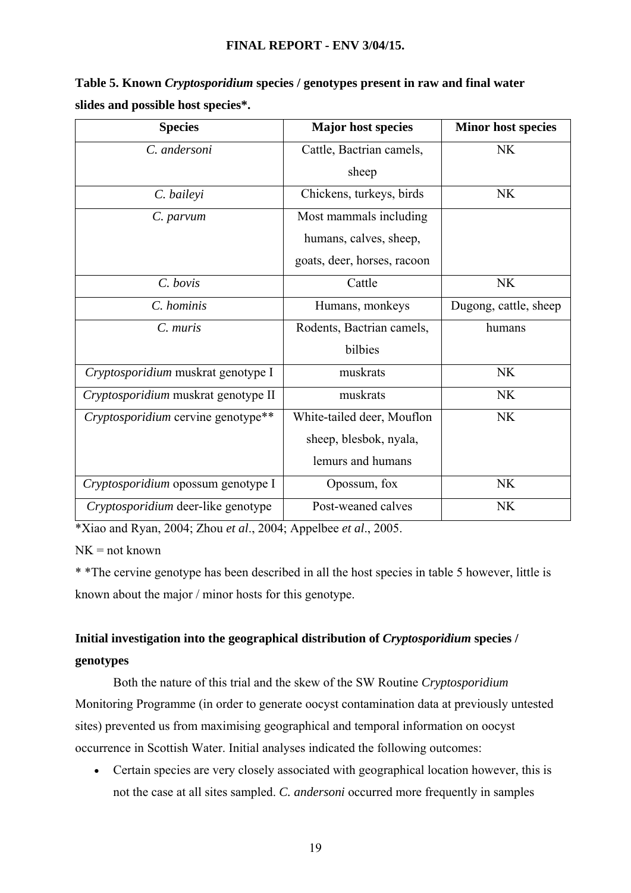**Table 5. Known *Cryptosporidium* species / genotypes present in raw and final water slides and possible host species*.**

| Species | Major host species | Minor host species |
|---|---|---|
| *C. andersoni* | Cattle, Bactrian camels, sheep | NK |
| *C. baileyi* | Chickens, turkeys, birds | NK |
| *C. parvum* | Most mammals including humans, calves, sheep, goats, deer, horses, racoon | |
| *C. bovis* | Cattle | NK |
| *C. hominis* | Humans, monkeys | Dugong, cattle, sheep |
| *C. muris* | Rodents, Bactrian camels, bilbies | humans |
| *Cryptosporidium* muskrat genotype I | muskrats | NK |
| *Cryptosporidium* muskrat genotype II | muskrats | NK |
| *Cryptosporidium* cervine genotype** | White-tailed deer, Mouflon sheep, blesbok, nyala, lemurs and humans | NK |
| *Cryptosporidium* opossum genotype I | Opossum, fox | NK |
| *Cryptosporidium* deer-like genotype | Post-weaned calves | NK |

*Xiao and Ryan, 2004; Zhou *et al*., 2004; Appelbee *et al*., 2005.

NK = not known

* *The cervine genotype has been described in all the host species in table 5 however, little is known about the major / minor hosts for this genotype.

**Initial investigation into the geographical distribution of *Cryptosporidium* species / genotypes**

Both the nature of this trial and the skew of the SW Routine *Cryptosporidium* Monitoring Programme (in order to generate oocyst contamination data at previously untested sites) prevented us from maximising geographical and temporal information on oocyst occurrence in Scottish Water. Initial analyses indicated the following outcomes:

- Certain species are very closely associated with geographical location however, this is not the case at all sites sampled. *C. andersoni* occurred more frequently in samples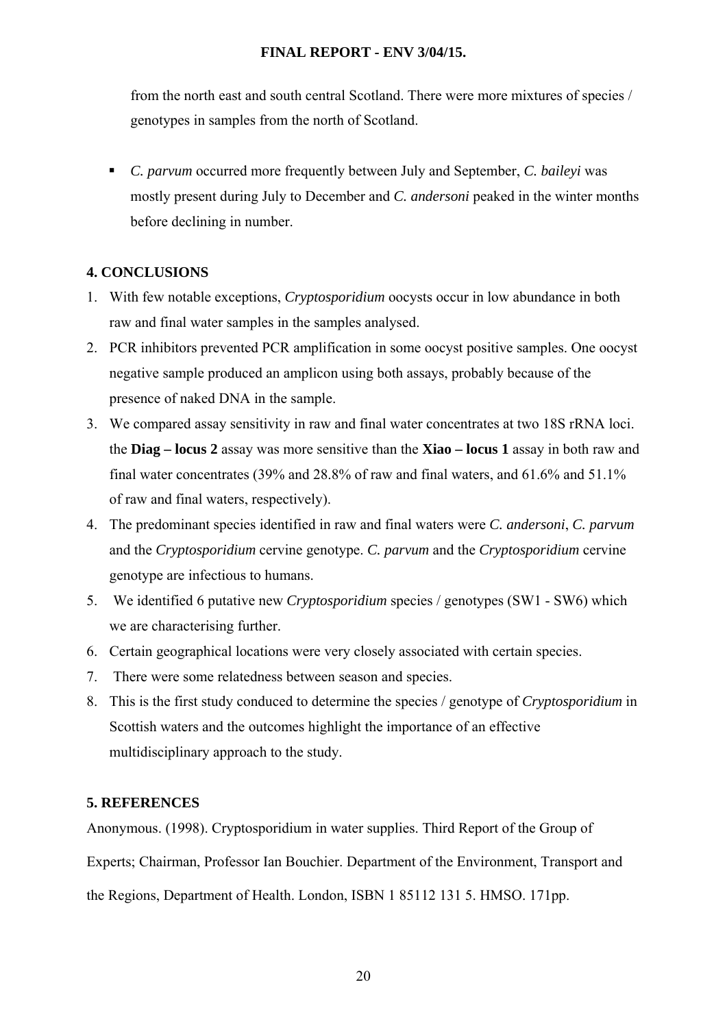from the north east and south central Scotland. There were more mixtures of species / genotypes in samples from the north of Scotland.

- *C. parvum* occurred more frequently between July and September, *C. baileyi* was mostly present during July to December and *C. andersoni* peaked in the winter months before declining in number.

## 4. CONCLUSIONS

1. With few notable exceptions, *Cryptosporidium* oocysts occur in low abundance in both raw and final water samples in the samples analysed.
2. PCR inhibitors prevented PCR amplification in some oocyst positive samples. One oocyst negative sample produced an amplicon using both assays, probably because of the presence of naked DNA in the sample.
3. We compared assay sensitivity in raw and final water concentrates at two 18S rRNA loci. the **Diag – locus 2** assay was more sensitive than the **Xiao – locus 1** assay in both raw and final water concentrates (39% and 28.8% of raw and final waters, and 61.6% and 51.1% of raw and final waters, respectively).
4. The predominant species identified in raw and final waters were *C. andersoni*, *C. parvum* and the *Cryptosporidium* cervine genotype. *C. parvum* and the *Cryptosporidium* cervine genotype are infectious to humans.
5. We identified 6 putative new *Cryptosporidium* species / genotypes (SW1 - SW6) which we are characterising further.
6. Certain geographical locations were very closely associated with certain species.
7. There were some relatedness between season and species.
8. This is the first study conduced to determine the species / genotype of *Cryptosporidium* in Scottish waters and the outcomes highlight the importance of an effective multidisciplinary approach to the study.

## 5. REFERENCES

Anonymous. (1998). Cryptosporidium in water supplies. Third Report of the Group of Experts; Chairman, Professor Ian Bouchier. Department of the Environment, Transport and the Regions, Department of Health. London, ISBN 1 85112 131 5. HMSO. 171pp.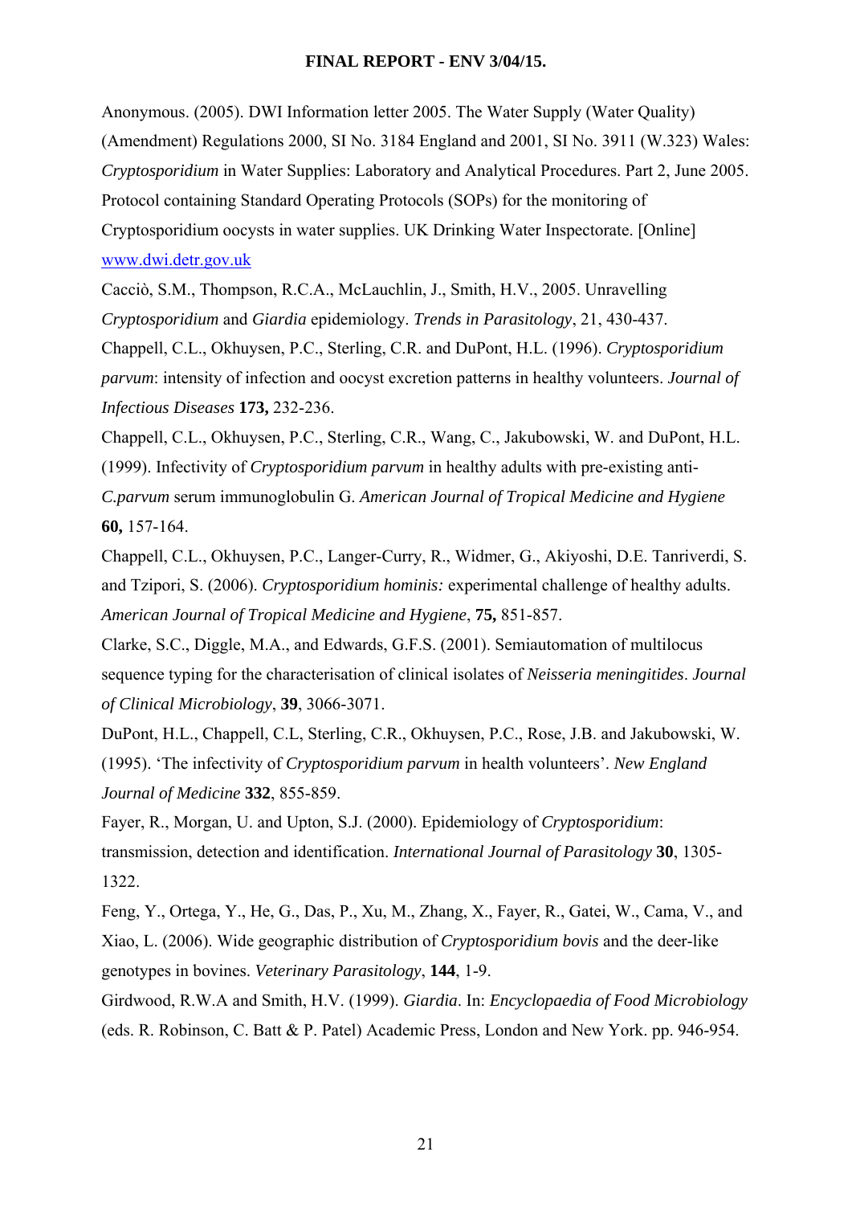Anonymous. (2005). DWI Information letter 2005. The Water Supply (Water Quality) (Amendment) Regulations 2000, SI No. 3184 England and 2001, SI No. 3911 (W.323) Wales: *Cryptosporidium* in Water Supplies: Laboratory and Analytical Procedures. Part 2, June 2005. Protocol containing Standard Operating Protocols (SOPs) for the monitoring of Cryptosporidium oocysts in water supplies. UK Drinking Water Inspectorate. [Online] [www.dwi.detr.gov.uk](http://www.dwi.detr.gov.uk)

Cacciò, S.M., Thompson, R.C.A., McLauchlin, J., Smith, H.V., 2005. Unravelling *Cryptosporidium* and *Giardia* epidemiology. *Trends in Parasitology*, 21, 430-437.

Chappell, C.L., Okhuysen, P.C., Sterling, C.R. and DuPont, H.L. (1996). *Cryptosporidium parvum*: intensity of infection and oocyst excretion patterns in healthy volunteers. *Journal of Infectious Diseases* **173,** 232-236.

Chappell, C.L., Okhuysen, P.C., Sterling, C.R., Wang, C., Jakubowski, W. and DuPont, H.L. (1999). Infectivity of *Cryptosporidium parvum* in healthy adults with pre-existing anti-*C.parvum* serum immunoglobulin G. *American Journal of Tropical Medicine and Hygiene* **60,** 157-164.

Chappell, C.L., Okhuysen, P.C., Langer-Curry, R., Widmer, G., Akiyoshi, D.E. Tanriverdi, S. and Tzipori, S. (2006). *Cryptosporidium hominis:* experimental challenge of healthy adults. *American Journal of Tropical Medicine and Hygiene*, **75,** 851-857.

Clarke, S.C., Diggle, M.A., and Edwards, G.F.S. (2001). Semiautomation of multilocus sequence typing for the characterisation of clinical isolates of *Neisseria meningitides*. *Journal of Clinical Microbiology*, **39**, 3066-3071.

DuPont, H.L., Chappell, C.L, Sterling, C.R., Okhuysen, P.C., Rose, J.B. and Jakubowski, W. (1995). 'The infectivity of *Cryptosporidium parvum* in health volunteers'. *New England Journal of Medicine* **332**, 855-859.

Fayer, R., Morgan, U. and Upton, S.J. (2000). Epidemiology of *Cryptosporidium*: transmission, detection and identification. *International Journal of Parasitology* **30**, 1305-1322.

Feng, Y., Ortega, Y., He, G., Das, P., Xu, M., Zhang, X., Fayer, R., Gatei, W., Cama, V., and Xiao, L. (2006). Wide geographic distribution of *Cryptosporidium bovis* and the deer-like genotypes in bovines. *Veterinary Parasitology*, **144**, 1-9.

Girdwood, R.W.A and Smith, H.V. (1999). *Giardia*. In: *Encyclopaedia of Food Microbiology* (eds. R. Robinson, C. Batt & P. Patel) Academic Press, London and New York. pp. 946-954.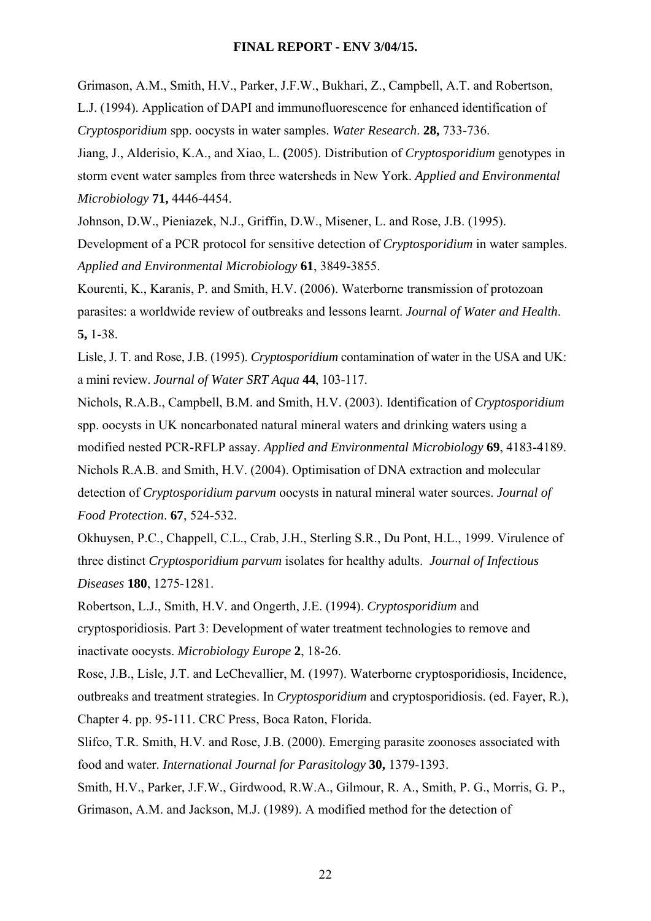Grimason, A.M., Smith, H.V., Parker, J.F.W., Bukhari, Z., Campbell, A.T. and Robertson, L.J. (1994). Application of DAPI and immunofluorescence for enhanced identification of *Cryptosporidium* spp. oocysts in water samples. *Water Research*. **28,** 733-736.

Jiang, J., Alderisio, K.A., and Xiao, L. **(**2005). Distribution of *Cryptosporidium* genotypes in storm event water samples from three watersheds in New York. *Applied and Environmental Microbiology* **71,** 4446-4454.

Johnson, D.W., Pieniazek, N.J., Griffin, D.W., Misener, L. and Rose, J.B. (1995). Development of a PCR protocol for sensitive detection of *Cryptosporidium* in water samples. *Applied and Environmental Microbiology* **61**, 3849-3855.

Kourenti, K., Karanis, P. and Smith, H.V. (2006). Waterborne transmission of protozoan parasites: a worldwide review of outbreaks and lessons learnt. *Journal of Water and Health*. **5,** 1-38.

Lisle, J. T. and Rose, J.B. (1995). *Cryptosporidium* contamination of water in the USA and UK: a mini review. *Journal of Water SRT Aqua* **44**, 103-117.

Nichols, R.A.B., Campbell, B.M. and Smith, H.V. (2003). Identification of *Cryptosporidium* spp. oocysts in UK noncarbonated natural mineral waters and drinking waters using a modified nested PCR-RFLP assay. *Applied and Environmental Microbiology* **69**, 4183-4189.

Nichols R.A.B. and Smith, H.V. (2004). Optimisation of DNA extraction and molecular detection of *Cryptosporidium parvum* oocysts in natural mineral water sources. *Journal of Food Protection*. **67**, 524-532.

Okhuysen, P.C., Chappell, C.L., Crab, J.H., Sterling S.R., Du Pont, H.L., 1999. Virulence of three distinct *Cryptosporidium parvum* isolates for healthy adults. *Journal of Infectious Diseases* **180**, 1275-1281.

Robertson, L.J., Smith, H.V. and Ongerth, J.E. (1994). *Cryptosporidium* and cryptosporidiosis. Part 3: Development of water treatment technologies to remove and inactivate oocysts. *Microbiology Europe* **2**, 18-26.

Rose, J.B., Lisle, J.T. and LeChevallier, M. (1997). Waterborne cryptosporidiosis, Incidence, outbreaks and treatment strategies. In *Cryptosporidium* and cryptosporidiosis. (ed. Fayer, R.), Chapter 4. pp. 95-111. CRC Press, Boca Raton, Florida.

Slifco, T.R. Smith, H.V. and Rose, J.B. (2000). Emerging parasite zoonoses associated with food and water. *International Journal for Parasitology* **30,** 1379-1393.

Smith, H.V., Parker, J.F.W., Girdwood, R.W.A., Gilmour, R. A., Smith, P. G., Morris, G. P., Grimason, A.M. and Jackson, M.J. (1989). A modified method for the detection of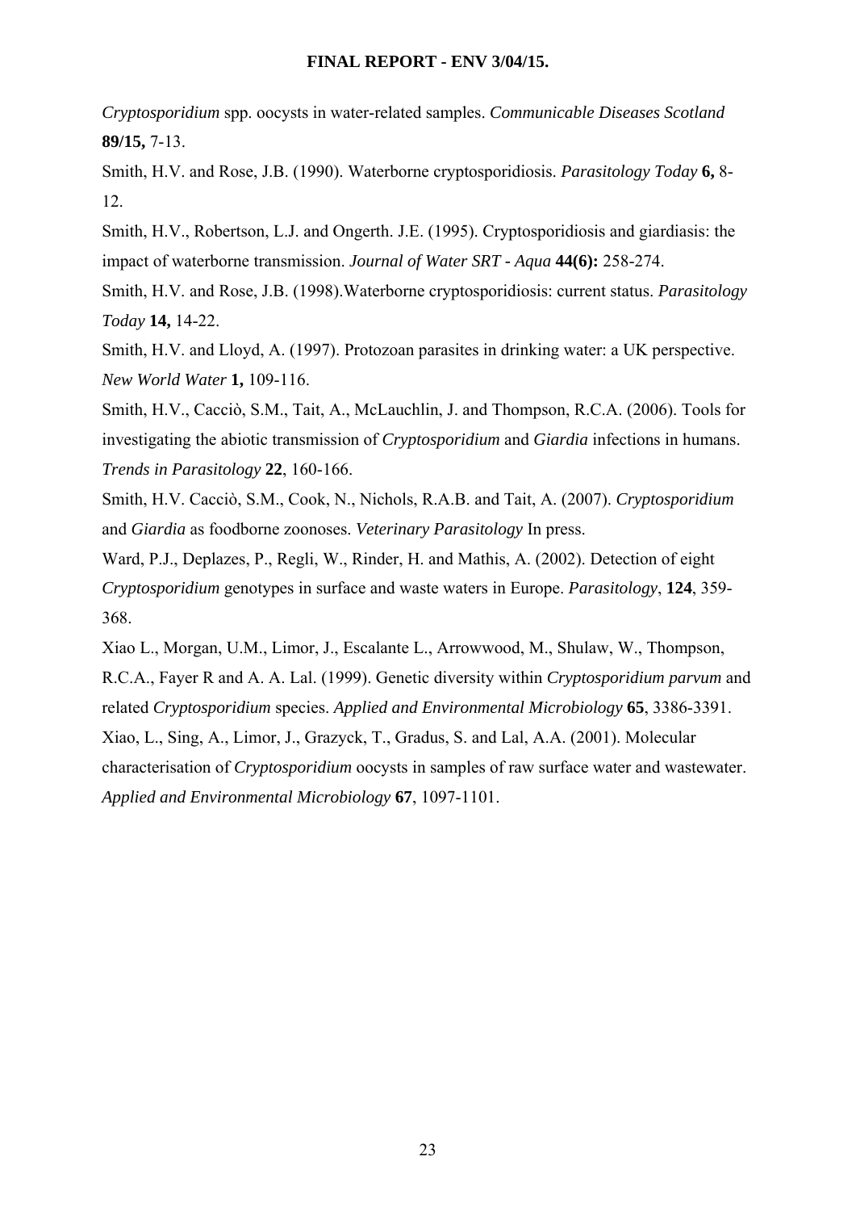*Cryptosporidium* spp. oocysts in water-related samples. *Communicable Diseases Scotland* **89/15,** 7-13.

Smith, H.V. and Rose, J.B. (1990). Waterborne cryptosporidiosis. *Parasitology Today* **6,** 8-12.

Smith, H.V., Robertson, L.J. and Ongerth. J.E. (1995). Cryptosporidiosis and giardiasis: the impact of waterborne transmission. *Journal of Water SRT - Aqua* **44(6):** 258-274.

Smith, H.V. and Rose, J.B. (1998).Waterborne cryptosporidiosis: current status. *Parasitology Today* **14,** 14-22.

Smith, H.V. and Lloyd, A. (1997). Protozoan parasites in drinking water: a UK perspective. *New World Water* **1,** 109-116.

Smith, H.V., Cacciò, S.M., Tait, A., McLauchlin, J. and Thompson, R.C.A. (2006). Tools for investigating the abiotic transmission of *Cryptosporidium* and *Giardia* infections in humans. *Trends in Parasitology* **22**, 160-166.

Smith, H.V. Cacciò, S.M., Cook, N., Nichols, R.A.B. and Tait, A. (2007). *Cryptosporidium* and *Giardia* as foodborne zoonoses. *Veterinary Parasitology* In press.

Ward, P.J., Deplazes, P., Regli, W., Rinder, H. and Mathis, A. (2002). Detection of eight *Cryptosporidium* genotypes in surface and waste waters in Europe. *Parasitology*, **124**, 359-368.

Xiao L., Morgan, U.M., Limor, J., Escalante L., Arrowwood, M., Shulaw, W., Thompson, R.C.A., Fayer R and A. A. Lal. (1999). Genetic diversity within *Cryptosporidium parvum* and related *Cryptosporidium* species. *Applied and Environmental Microbiology* **65**, 3386-3391.

Xiao, L., Sing, A., Limor, J., Grazyck, T., Gradus, S. and Lal, A.A. (2001). Molecular characterisation of *Cryptosporidium* oocysts in samples of raw surface water and wastewater. *Applied and Environmental Microbiology* **67**, 1097-1101.